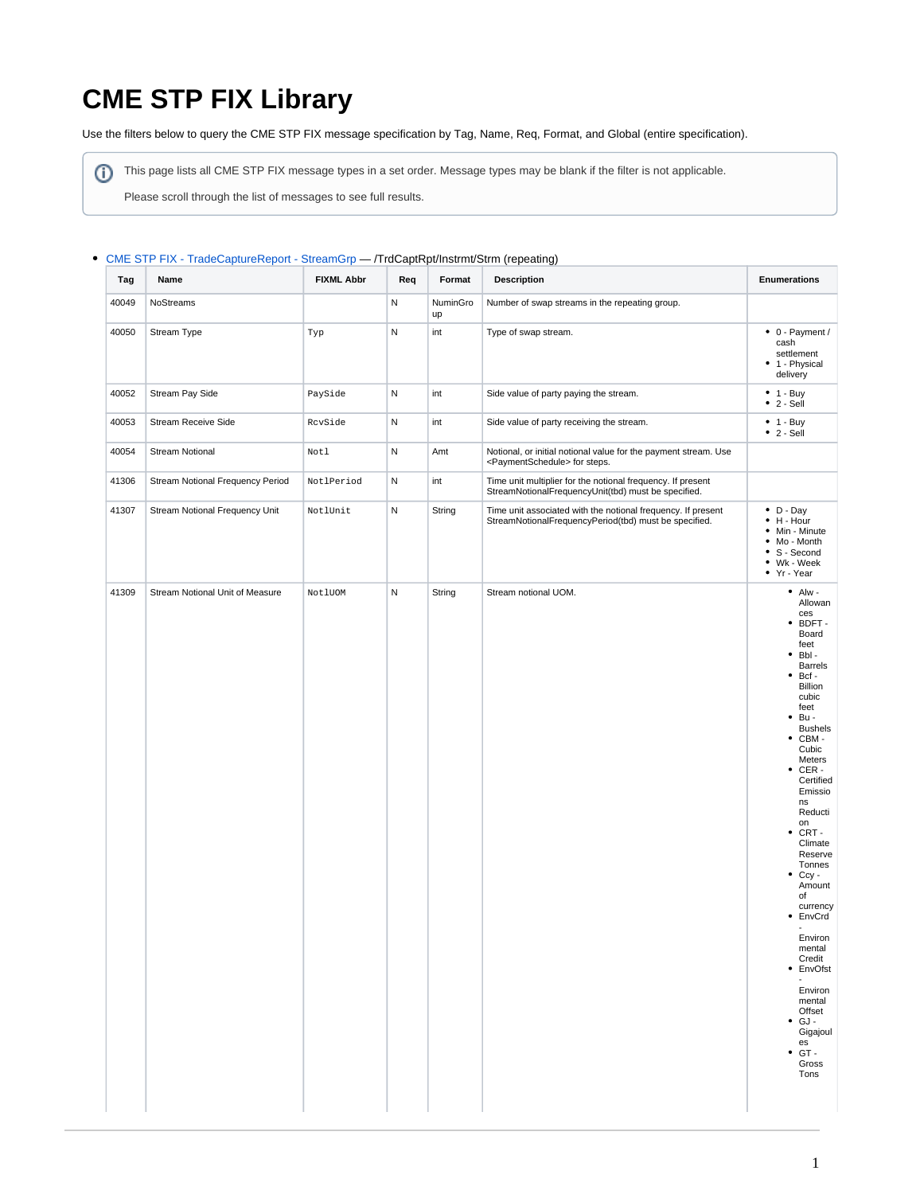# CME STP FIX Library

Use the filters below to query the CME STP FIX message specification by Tag, Name, Req, Format, and Global (entire specification).

> This page lists all CME STP FIX message types in a set order. Message types may be blank if the filter is not applicable.
>
> Please scroll through the list of messages to see full results.

- CME STP FIX - TradeCaptureReport - StreamGrp — /TrdCaptRpt/Instrmt/Strm (repeating)

| Tag | Name | FIXML Abbr | Req | Format | Description | Enumerations |
|---|---|---|---|---|---|---|
| 40049 | NoStreams | | N | NumInGroup | Number of swap streams in the repeating group. | |
| 40050 | Stream Type | Typ | N | int | Type of swap stream. | • 0 - Payment / cash settlement<br>• 1 - Physical delivery |
| 40052 | Stream Pay Side | PaySide | N | int | Side value of party paying the stream. | • 1 - Buy<br>• 2 - Sell |
| 40053 | Stream Receive Side | RcvSide | N | int | Side value of party receiving the stream. | • 1 - Buy<br>• 2 - Sell |
| 40054 | Stream Notional | Notl | N | Amt | Notional, or initial notional value for the payment stream. Use <PaymentSchedule> for steps. | |
| 41306 | Stream Notional Frequency Period | NotlPeriod | N | int | Time unit multiplier for the notional frequency. If present StreamNotionalFrequencyUnit(tbd) must be specified. | |
| 41307 | Stream Notional Frequency Unit | NotlUnit | N | String | Time unit associated with the notional frequency. If present StreamNotionalFrequencyPeriod(tbd) must be specified. | • D - Day<br>• H - Hour<br>• Min - Minute<br>• Mo - Month<br>• S - Second<br>• Wk - Week<br>• Yr - Year |
| 41309 | Stream Notional Unit of Measure | NotlUOM | N | String | Stream notional UOM. | • Alw - Allowances<br>• BDFT - Board feet<br>• Bbl - Barrels<br>• Bcf - Billion cubic feet<br>• Bu - Bushels<br>• CBM - Cubic Meters<br>• CER - Certified Emissions Reduction<br>• CRT - Climate Reserve Tonnes<br>• Ccy - Amount of currency<br>• EnvCrd - Environmental Credit<br>• EnvOfst - Environmental Offset<br>• GJ - Gigajoules<br>• GT - Gross Tons |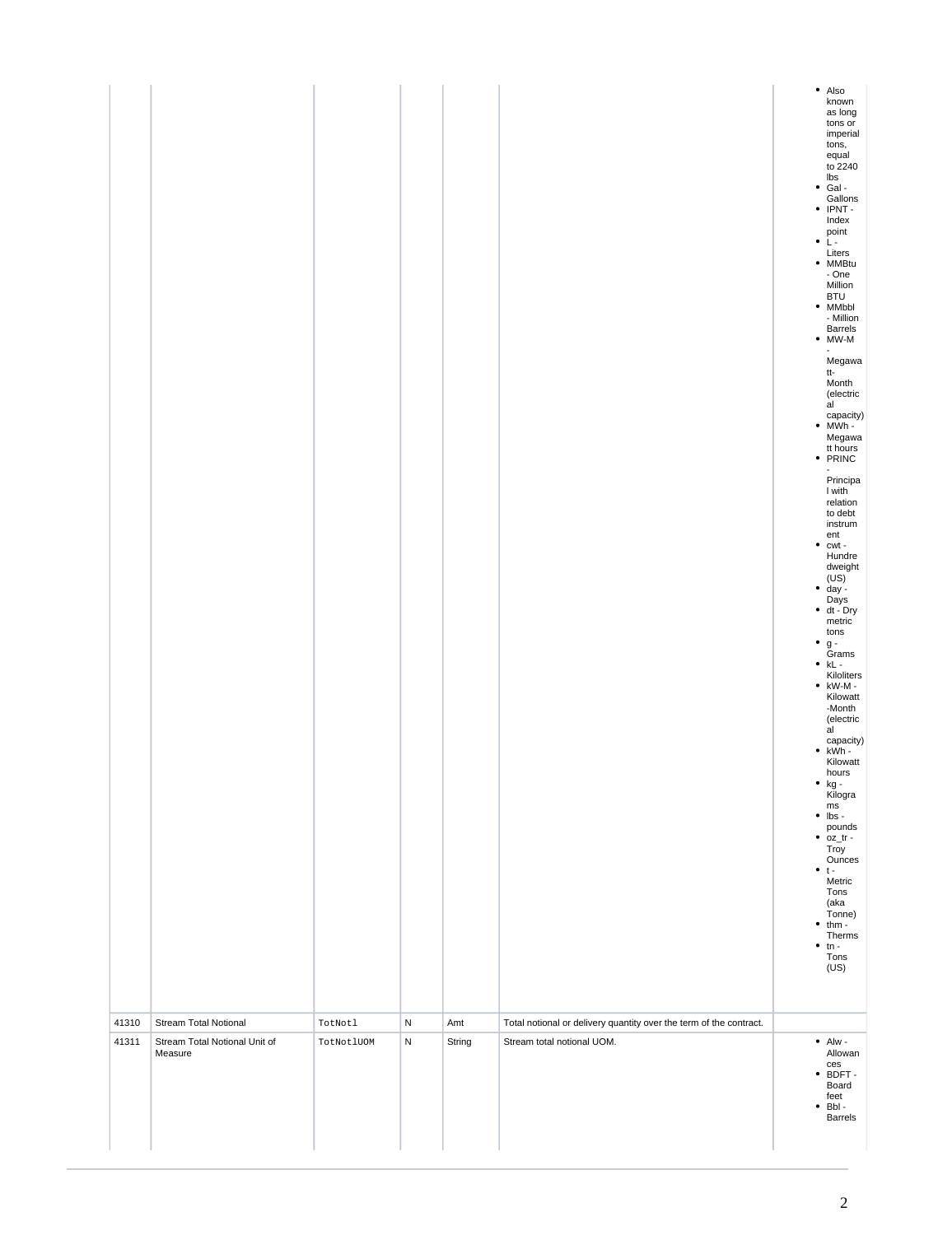| | | | | | | |
|---|---|---|---|---|---|---|
| | | | | | | <ul><li>Also known as long tons or imperial tons, equal to 2240 lbs</li><li>Gal - Gallons</li><li>IPNT - Index point</li><li>L - Liters</li><li>MMBtu - One Million BTU</li><li>MMbbl - Million Barrels</li><li>MW-M - Megawatt-Month (electrical capacity)</li><li>MWh - Megawatt hours</li><li>PRINC - Principal with relation to debt instrument</li><li>cwt - Hundredweight (US)</li><li>day - Days</li><li>dt - Dry metric tons</li><li>g - Grams</li><li>kL - Kiloliters</li><li>kW-M - Kilowatt-Month (electrical capacity)</li><li>kWh - Kilowatt hours</li><li>kg - Kilograms</li><li>lbs - pounds</li><li>oz_tr - Troy Ounces</li><li>t - Metric Tons (aka Tonne)</li><li>thm - Therms</li><li>tn - Tons (US)</li></ul> |
| 41310 | Stream Total Notional | TotNotl | N | Amt | Total notional or delivery quantity over the term of the contract. | |
| 41311 | Stream Total Notional Unit of Measure | TotNotlUOM | N | String | Stream total notional UOM. | <ul><li>Alw - Allowances</li><li>BDFT - Board feet</li><li>Bbl - Barrels</li></ul> |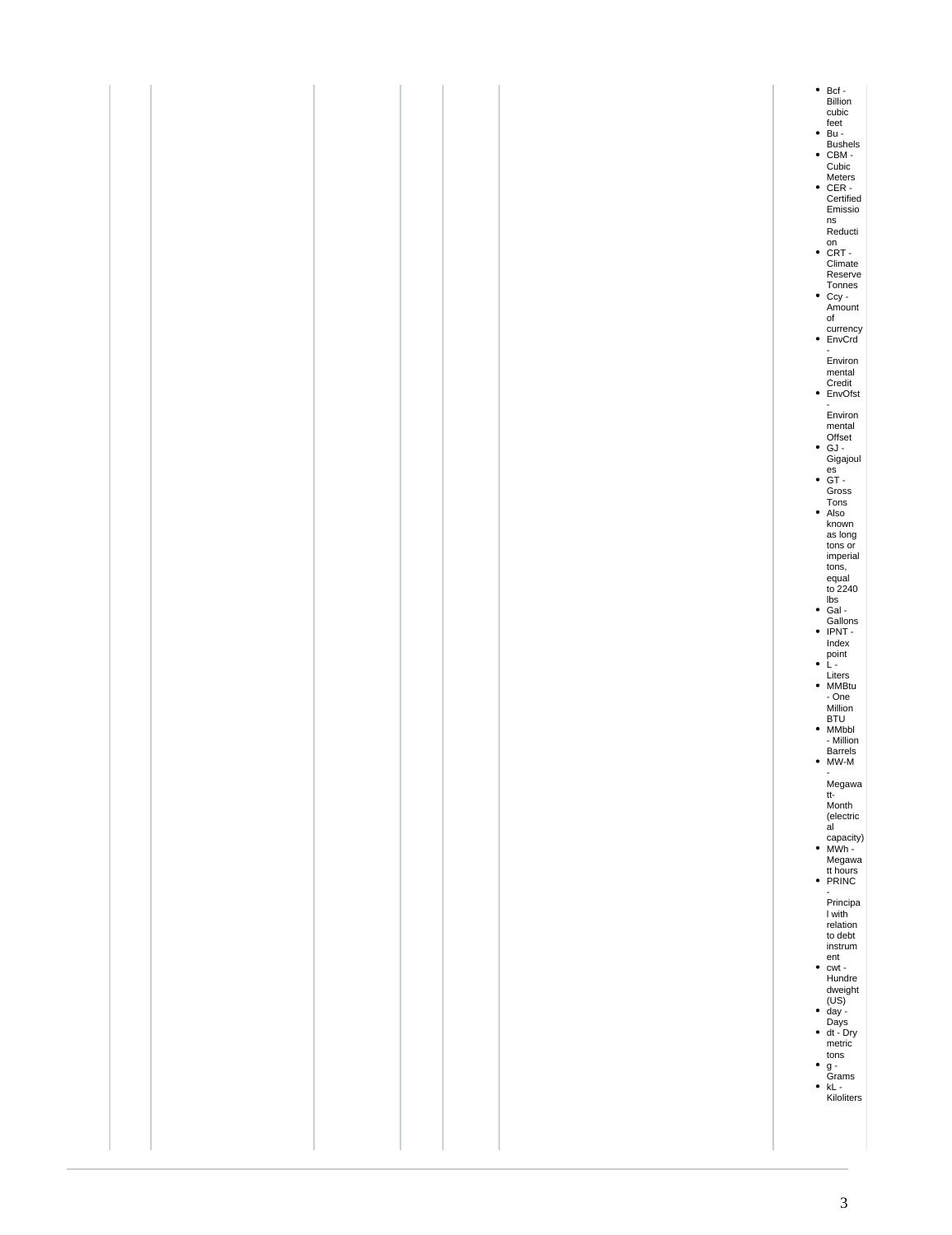- Bcf - Billion cubic feet
- Bu - Bushels
- CBM - Cubic Meters
- CER - Certified Emissions Reduction
- CRT - Climate Reserve Tonnes
- Ccy - Amount of currency
- EnvCrd - Environmental Credit
- EnvOfst - Environmental Offset
- GJ - Gigajoules
- GT - Gross Tons
- Also known as long tons or imperial tons, equal to 2240 lbs
- Gal - Gallons
- IPNT - Index point
- L - Liters
- MMBtu - One Million BTU
- MMbbl - Million Barrels
- MW-M - Megawatt-Month (electrical capacity)
- MWh - Megawatt hours
- PRINC - Principal with relation to debt instrument
- cwt - Hundredweight (US)
- day - Days
- dt - Dry metric tons
- g - Grams
- kL - Kiloliters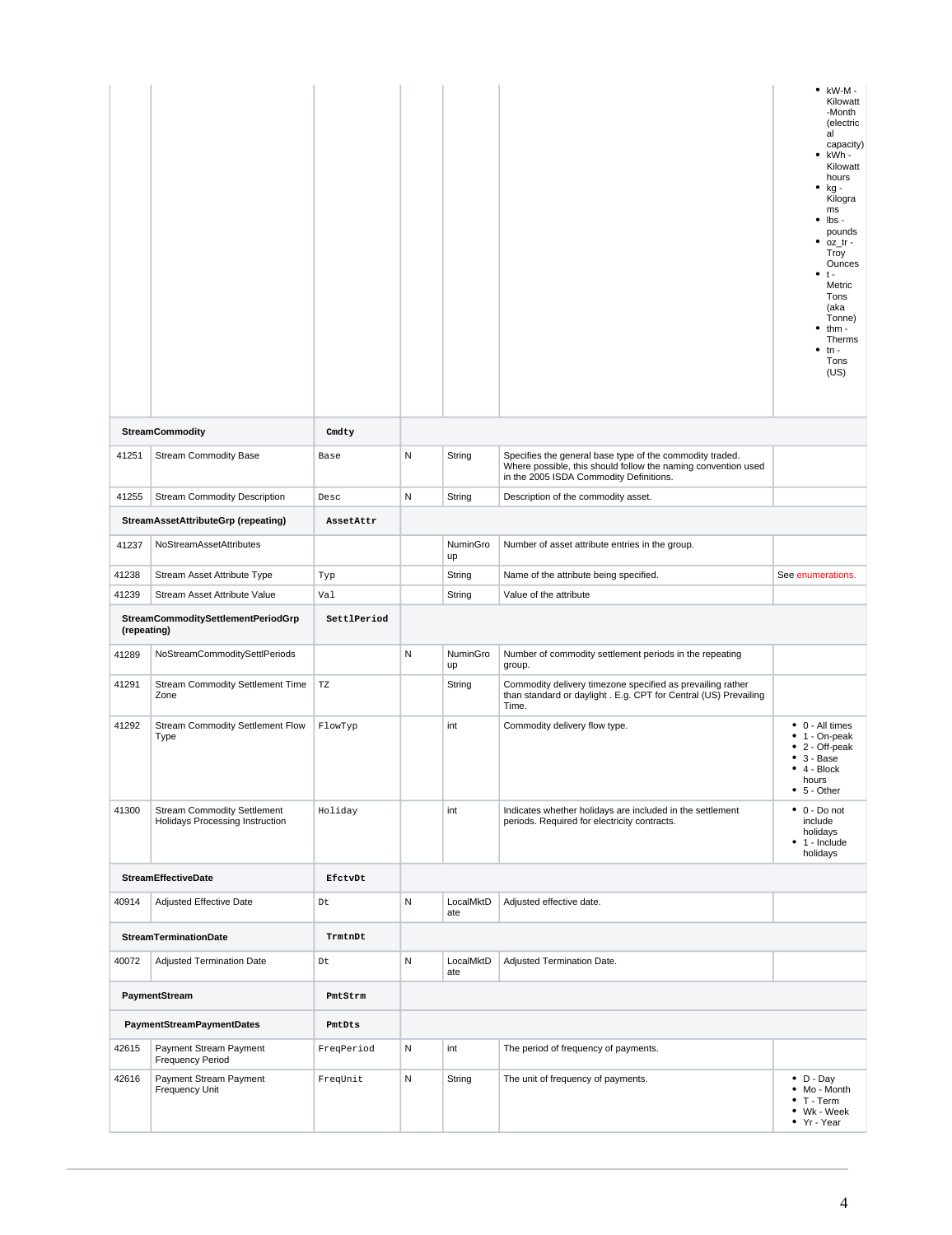| Tag | Field Name | XML Name | Req'd | Data Type | Description | Enumerations |
|---|---|---|---|---|---|---|
| | | | | | | • kW-M - Kilowatt-Month (electrical capacity)<br>• kWh - Kilowatt hours<br>• kg - Kilograms<br>• lbs - pounds<br>• oz_tr - Troy Ounces<br>• t - Metric Tons (aka Tonne)<br>• thm - Therms<br>• tn - Tons (US) |
| | **StreamCommodity** | **Cmdty** | | | | |
| 41251 | Stream Commodity Base | Base | N | String | Specifies the general base type of the commodity traded. Where possible, this should follow the naming convention used in the 2005 ISDA Commodity Definitions. | |
| 41255 | Stream Commodity Description | Desc | N | String | Description of the commodity asset. | |
| | **StreamAssetAttributeGrp (repeating)** | **AssetAttr** | | | | |
| 41237 | NoStreamAssetAttributes | | | NumInGroup | Number of asset attribute entries in the group. | |
| 41238 | Stream Asset Attribute Type | Typ | | String | Name of the attribute being specified. | See enumerations. |
| 41239 | Stream Asset Attribute Value | Val | | String | Value of the attribute | |
| | **StreamCommoditySettlementPeriodGrp (repeating)** | **SettlPeriod** | | | | |
| 41289 | NoStreamCommoditySettlPeriods | | N | NumInGroup | Number of commodity settlement periods in the repeating group. | |
| 41291 | Stream Commodity Settlement Time Zone | TZ | | String | Commodity delivery timezone specified as prevailing rather than standard or daylight . E.g. CPT for Central (US) Prevailing Time. | |
| 41292 | Stream Commodity Settlement Flow Type | FlowTyp | | int | Commodity delivery flow type. | • 0 - All times<br>• 1 - On-peak<br>• 2 - Off-peak<br>• 3 - Base<br>• 4 - Block hours<br>• 5 - Other |
| 41300 | Stream Commodity Settlement Holidays Processing Instruction | Holiday | | int | Indicates whether holidays are included in the settlement periods. Required for electricity contracts. | • 0 - Do not include holidays<br>• 1 - Include holidays |
| | **StreamEffectiveDate** | **EfctvDt** | | | | |
| 40914 | Adjusted Effective Date | Dt | N | LocalMktDate | Adjusted effective date. | |
| | **StreamTerminationDate** | **TrmtnDt** | | | | |
| 40072 | Adjusted Termination Date | Dt | N | LocalMktDate | Adjusted Termination Date. | |
| | **PaymentStream** | **PmtStrm** | | | | |
| | **PaymentStreamPaymentDates** | **PmtDts** | | | | |
| 42615 | Payment Stream Payment Frequency Period | FreqPeriod | N | int | The period of frequency of payments. | |
| 42616 | Payment Stream Payment Frequency Unit | FreqUnit | N | String | The unit of frequency of payments. | • D - Day<br>• Mo - Month<br>• T - Term<br>• Wk - Week<br>• Yr - Year |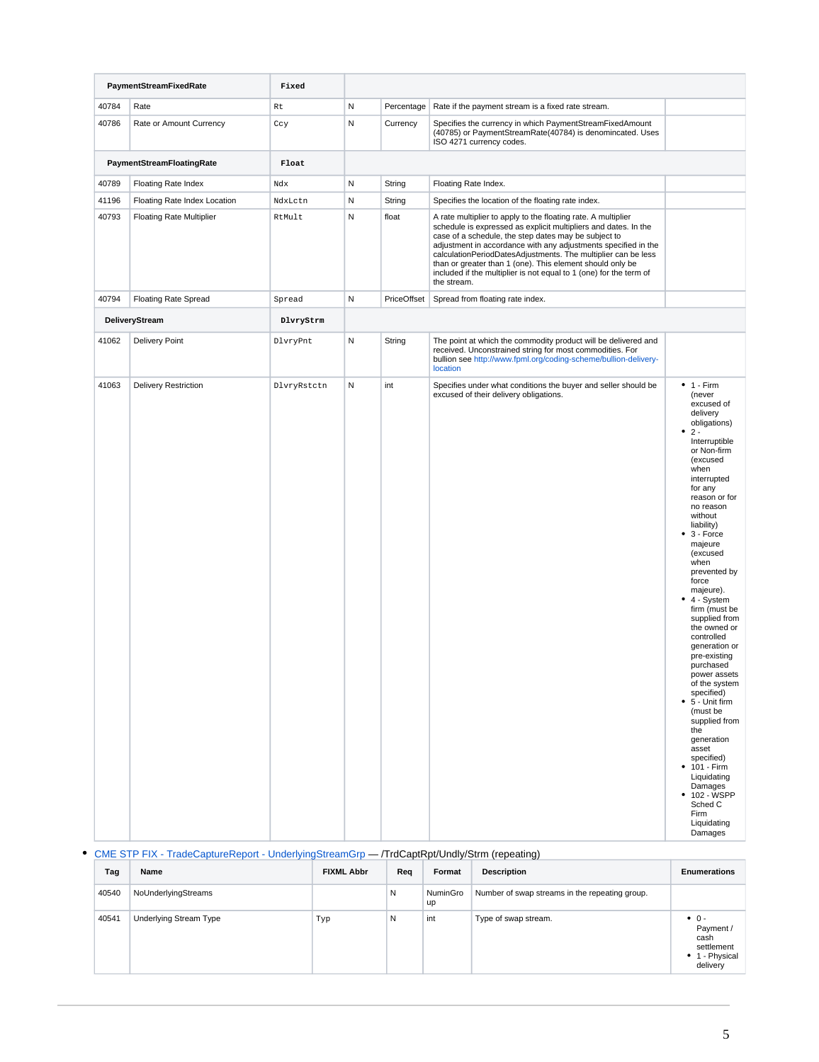| PaymentStreamFixedRate | | Fixed | | | | |
|---|---|---|---|---|---|---|
| 40784 | Rate | Rt | N | Percentage | Rate if the payment stream is a fixed rate stream. | |
| 40786 | Rate or Amount Currency | Ccy | N | Currency | Specifies the currency in which PaymentStreamFixedAmount (40785) or PaymentStreamRate(40784) is denomincated. Uses ISO 4271 currency codes. | |
| **PaymentStreamFloatingRate** | | **Float** | | | | |
| 40789 | Floating Rate Index | Ndx | N | String | Floating Rate Index. | |
| 41196 | Floating Rate Index Location | NdxLctn | N | String | Specifies the location of the floating rate index. | |
| 40793 | Floating Rate Multiplier | RtMult | N | float | A rate multiplier to apply to the floating rate. A multiplier schedule is expressed as explicit multipliers and dates. In the case of a schedule, the step dates may be subject to adjustment in accordance with any adjustments specified in the calculationPeriodDatesAdjustments. The multiplier can be less than or greater than 1 (one). This element should only be included if the multiplier is not equal to 1 (one) for the term of the stream. | |
| 40794 | Floating Rate Spread | Spread | N | PriceOffset | Spread from floating rate index. | |
| **DeliveryStream** | | **DlvryStrm** | | | | |
| 41062 | Delivery Point | DlvryPnt | N | String | The point at which the commodity product will be delivered and received. Unconstrained string for most commodities. For bullion see http://www.fpml.org/coding-scheme/bullion-delivery-location | |
| 41063 | Delivery Restriction | DlvryRstctn | N | int | Specifies under what conditions the buyer and seller should be excused of their delivery obligations. | • 1 - Firm (never excused of delivery obligations)<br>• 2 - Interruptible or Non-firm (excused when interrupted for any reason or for no reason without liability)<br>• 3 - Force majeure (excused when prevented by force majeure).<br>• 4 - System firm (must be supplied from the owned or controlled generation or pre-existing purchased power assets of the system specified)<br>• 5 - Unit firm (must be supplied from the generation asset specified)<br>• 101 - Firm Liquidating Damages<br>• 102 - WSPP Sched C Firm Liquidating Damages |

- CME STP FIX - TradeCaptureReport - UnderlyingStreamGrp — /TrdCaptRpt/Undly/Strm (repeating)

| Tag | Name | FIXML Abbr | Req | Format | Description | Enumerations |
|---|---|---|---|---|---|---|
| 40540 | NoUnderlyingStreams | | N | NuminGroup | Number of swap streams in the repeating group. | |
| 40541 | Underlying Stream Type | Typ | N | int | Type of swap stream. | • 0 - Payment / cash settlement<br>• 1 - Physical delivery |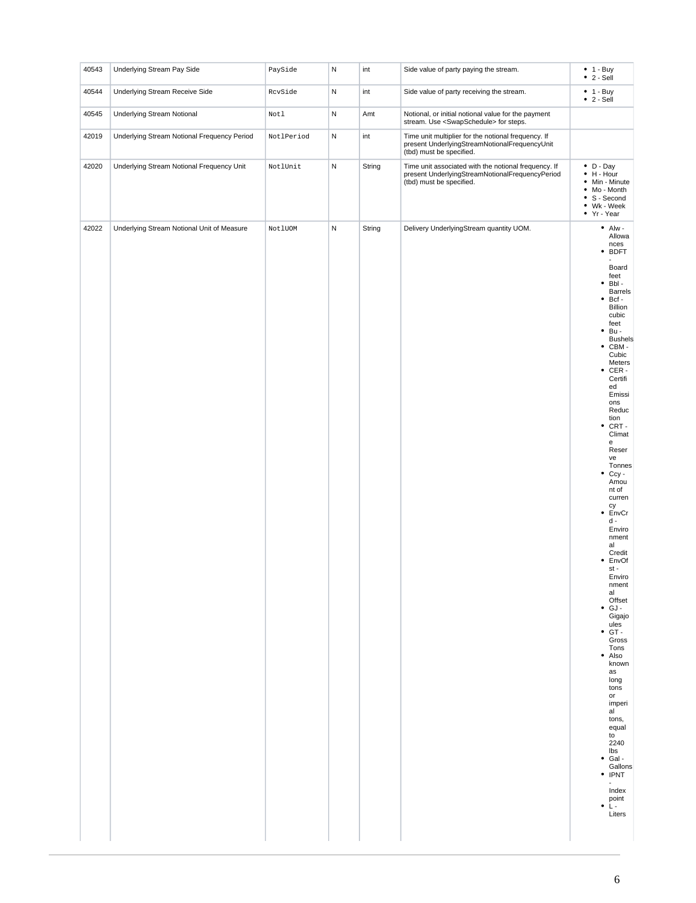| | | | | | | |
|---|---|---|---|---|---|---|
| 40543 | Underlying Stream Pay Side | PaySide | N | int | Side value of party paying the stream. | • 1 - Buy<br>• 2 - Sell |
| 40544 | Underlying Stream Receive Side | RcvSide | N | int | Side value of party receiving the stream. | • 1 - Buy<br>• 2 - Sell |
| 40545 | Underlying Stream Notional | Notl | N | Amt | Notional, or initial notional value for the payment stream. Use <SwapSchedule> for steps. | |
| 42019 | Underlying Stream Notional Frequency Period | NotlPeriod | N | int | Time unit multiplier for the notional frequency. If present UnderlyingStreamNotionalFrequencyUnit (tbd) must be specified. | |
| 42020 | Underlying Stream Notional Frequency Unit | NotlUnit | N | String | Time unit associated with the notional frequency. If present UnderlyingStreamNotionalFrequencyPeriod (tbd) must be specified. | • D - Day<br>• H - Hour<br>• Min - Minute<br>• Mo - Month<br>• S - Second<br>• Wk - Week<br>• Yr - Year |
| 42022 | Underlying Stream Notional Unit of Measure | NotlUOM | N | String | Delivery UnderlyingStream quantity UOM. | • Alw - Allowances<br>• BDFT - Board feet<br>• Bbl - Barrels<br>• Bcf - Billion cubic feet<br>• Bu - Bushels<br>• CBM - Cubic Meters<br>• CER - Certified Emissions Reduction<br>• CRT - Climate Reserve Tonnes<br>• Ccy - Amount of currency<br>• EnvCrd - Environmental Credit<br>• EnvOfst - Environmental Offset<br>• GJ - Gigajoules<br>• GT - Gross Tons<br>• Also known as long tons or imperial tons, equal to 2240 lbs<br>• Gal - Gallons<br>• IPNT - Index point<br>• L - Liters |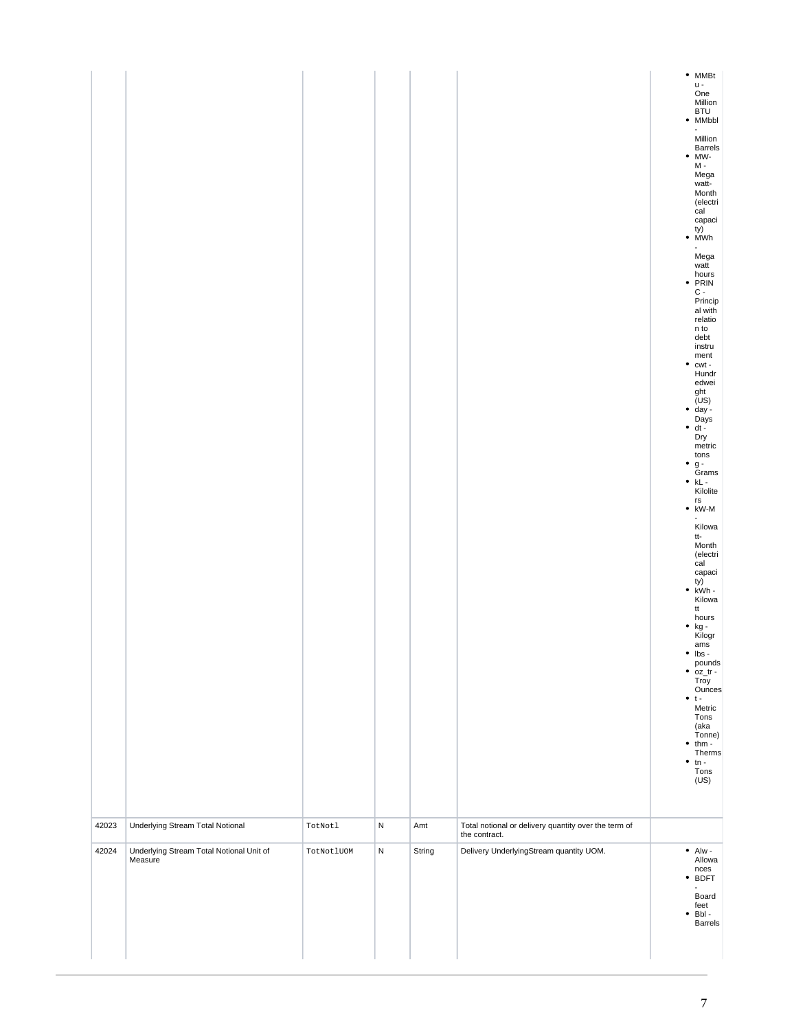| | | | | | | |
|---|---|---|---|---|---|---|
| | | | | | | <ul><li>MMBtu - One Million BTU</li><li>MMbbl - Million Barrels</li><li>MW-M - Megawatt-Month (electrical capacity)</li><li>MWh - Megawatt hours</li><li>PRINC - Principal with relation to debt instrument</li><li>cwt - Hundredweight (US)</li><li>day - Days</li><li>dt - Dry metric tons</li><li>g - Grams</li><li>kL - Kiloliters</li><li>kW-M - Kilowatt-Month (electrical capacity)</li><li>kWh - Kilowatt hours</li><li>kg - Kilograms</li><li>lbs - pounds</li><li>oz_tr - Troy Ounces</li><li>t - Metric Tons (aka Tonne)</li><li>thm - Therms</li><li>tn - Tons (US)</li></ul> |
| 42023 | Underlying Stream Total Notional | TotNotl | N | Amt | Total notional or delivery quantity over the term of the contract. | |
| 42024 | Underlying Stream Total Notional Unit of Measure | TotNotlUOM | N | String | Delivery UnderlyingStream quantity UOM. | <ul><li>Alw - Allowances</li><li>BDFT - Board feet</li><li>Bbl - Barrels</li></ul> |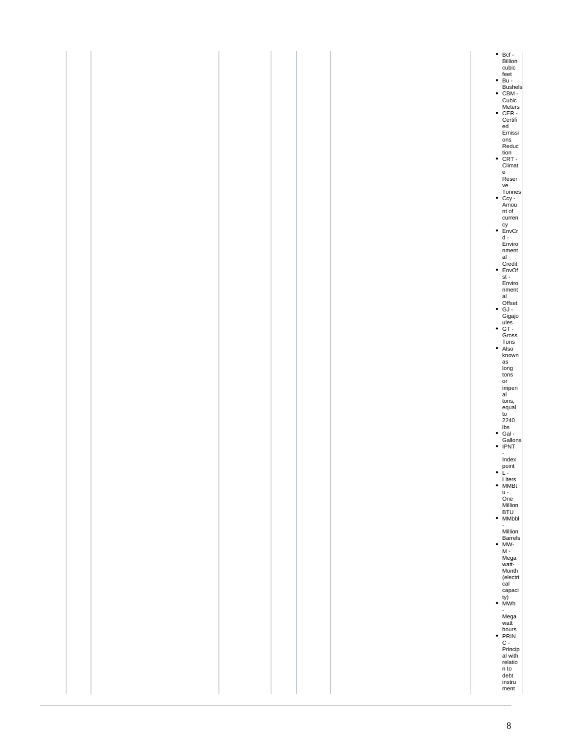- Bcf - Billion cubic feet
- Bu - Bushels
- CBM - Cubic Meters
- CER - Certified Emissions Reduction
- CRT - Climate Reserve Tonnes
- Ccy - Amount of currency
- EnvCrd - Environmental Credit
- EnvOfst - Environmental Offset
- GJ - Gigajoules
- GT - Gross Tons
- Also known as long tons or imperial tons, equal to 2240 lbs
- Gal - Gallons
- IPNT - Index point
- L - Liters
- MMBtu - One Million BTU
- MMbbl - Million Barrels
- MW-M - Megawatt-Month (electrical capacity)
- MWh - Megawatt hours
- PRINC - Principal with relation to debt instrument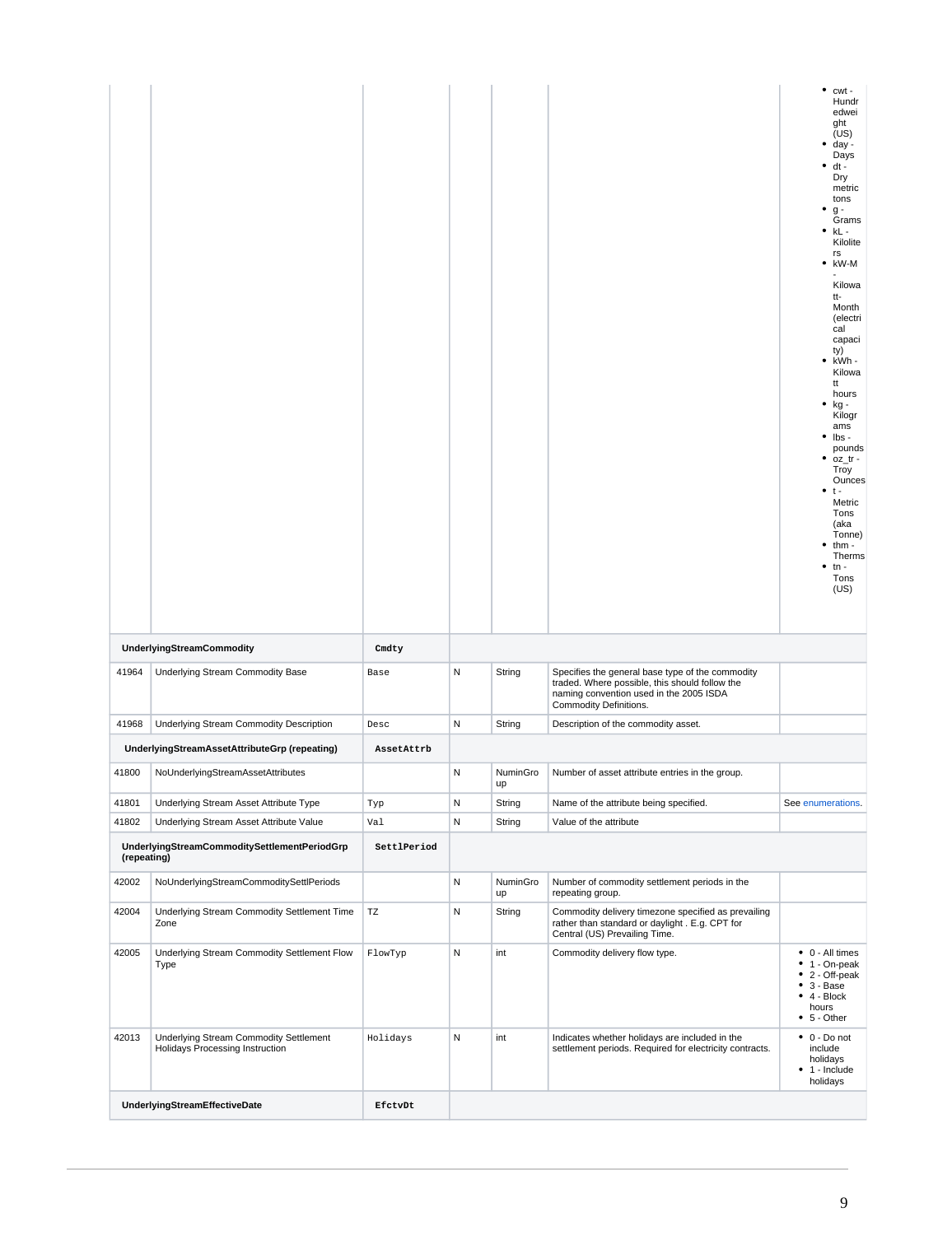| Tag | Field Name | XML Name | Req | Data Type | Description | Values |
|---|---|---|---|---|---|---|
| | | | | | | • cwt - Hundredweight (US)<br>• day - Days<br>• dt - Dry metric tons<br>• g - Grams<br>• kL - Kiloliters<br>• kW-M - Kilowatt-Month (electrical capacity)<br>• kWh - Kilowatt hours<br>• kg - Kilograms<br>• lbs - pounds<br>• oz_tr - Troy Ounces<br>• t - Metric Tons (aka Tonne)<br>• thm - Therms<br>• tn - Tons (US) |
| | **UnderlyingStreamCommodity** | **Cmdty** | | | | |
| 41964 | Underlying Stream Commodity Base | Base | N | String | Specifies the general base type of the commodity traded. Where possible, this should follow the naming convention used in the 2005 ISDA Commodity Definitions. | |
| 41968 | Underlying Stream Commodity Description | Desc | N | String | Description of the commodity asset. | |
| | **UnderlyingStreamAssetAttributeGrp (repeating)** | **AssetAttrb** | | | | |
| 41800 | NoUnderlyingStreamAssetAttributes | | N | NumInGroup | Number of asset attribute entries in the group. | |
| 41801 | Underlying Stream Asset Attribute Type | Typ | N | String | Name of the attribute being specified. | See enumerations. |
| 41802 | Underlying Stream Asset Attribute Value | Val | N | String | Value of the attribute | |
| | **UnderlyingStreamCommoditySettlementPeriodGrp (repeating)** | **SettlPeriod** | | | | |
| 42002 | NoUnderlyingStreamCommoditySettlPeriods | | N | NumInGroup | Number of commodity settlement periods in the repeating group. | |
| 42004 | Underlying Stream Commodity Settlement Time Zone | TZ | N | String | Commodity delivery timezone specified as prevailing rather than standard or daylight . E.g. CPT for Central (US) Prevailing Time. | |
| 42005 | Underlying Stream Commodity Settlement Flow Type | FlowTyp | N | int | Commodity delivery flow type. | • 0 - All times<br>• 1 - On-peak<br>• 2 - Off-peak<br>• 3 - Base<br>• 4 - Block hours<br>• 5 - Other |
| 42013 | Underlying Stream Commodity Settlement Holidays Processing Instruction | Holidays | N | int | Indicates whether holidays are included in the settlement periods. Required for electricity contracts. | • 0 - Do not include holidays<br>• 1 - Include holidays |
| | **UnderlyingStreamEffectiveDate** | **EfctvDt** | | | | |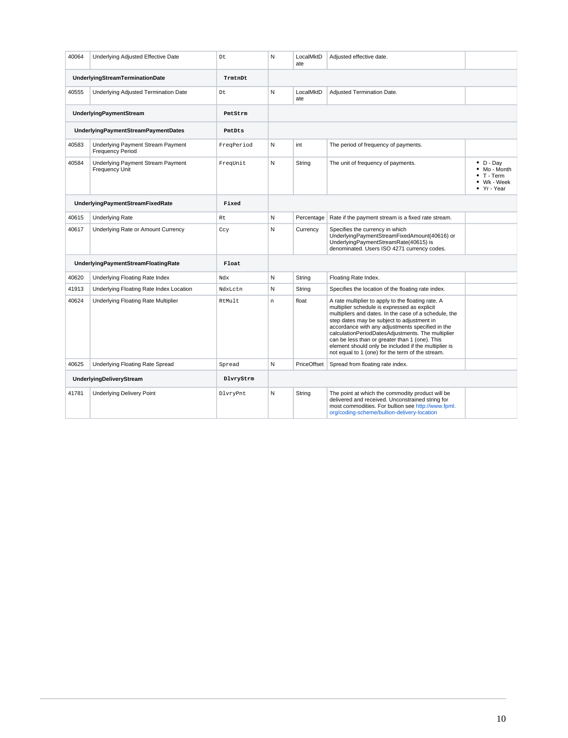| | | | | | | |
|---|---|---|---|---|---|---|
| 40064 | Underlying Adjusted Effective Date | Dt | N | LocalMktDate | Adjusted effective date. | |
| **UnderlyingStreamTerminationDate** | | **TrmtnDt** | | | | |
| 40555 | Underlying Adjusted Termination Date | Dt | N | LocalMktDate | Adjusted Termination Date. | |
| **UnderlyingPaymentStream** | | **PmtStrm** | | | | |
| **UnderlyingPaymentStreamPaymentDates** | | **PmtDts** | | | | |
| 40583 | Underlying Payment Stream Payment Frequency Period | FreqPeriod | N | int | The period of frequency of payments. | |
| 40584 | Underlying Payment Stream Payment Frequency Unit | FreqUnit | N | String | The unit of frequency of payments. | • D - Day<br>• Mo - Month<br>• T - Term<br>• Wk - Week<br>• Yr - Year |
| **UnderlyingPaymentStreamFixedRate** | | **Fixed** | | | | |
| 40615 | Underlying Rate | Rt | N | Percentage | Rate if the payment stream is a fixed rate stream. | |
| 40617 | Underlying Rate or Amount Currency | Ccy | N | Currency | Specifies the currency in which UnderlyingPaymentStreamFixedAmount(40616) or UnderlyingPaymentStreamRate(40615) is denominated. Users ISO 4271 currency codes. | |
| **UnderlyingPaymentStreamFloatingRate** | | **Float** | | | | |
| 40620 | Underlying Floating Rate Index | Ndx | N | String | Floating Rate Index. | |
| 41913 | Underlying Floating Rate Index Location | NdxLctn | N | String | Specifies the location of the floating rate index. | |
| 40624 | Underlying Floating Rate Multiplier | RtMult | n | float | A rate multiplier to apply to the floating rate. A multiplier schedule is expressed as explicit multipliers and dates. In the case of a schedule, the step dates may be subject to adjustment in accordance with any adjustments specified in the calculationPeriodDatesAdjustments. The multiplier can be less than or greater than 1 (one). This element should only be included if the multiplier is not equal to 1 (one) for the term of the stream. | |
| 40625 | Underlying Floating Rate Spread | Spread | N | PriceOffset | Spread from floating rate index. | |
| **UnderlyingDeliveryStream** | | **DlvryStrm** | | | | |
| 41781 | Underlying Delivery Point | DlvryPnt | N | String | The point at which the commodity product will be delivered and received. Unconstrained string for most commodities. For bullion see http://www.fpml.org/coding-scheme/bullion-delivery-location | |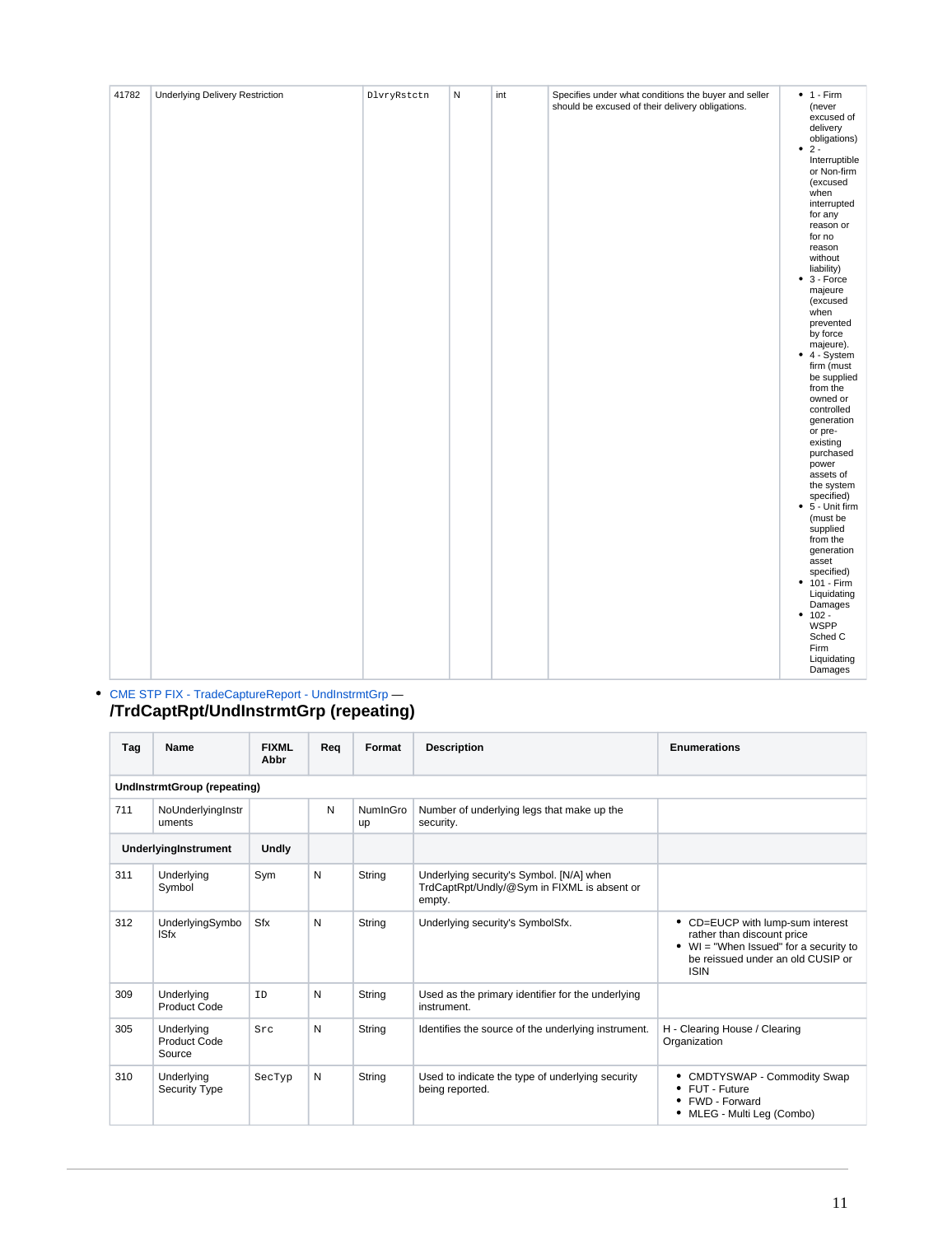| 41782 | Underlying Delivery Restriction | DlvryRstctn | N | int | Specifies under what conditions the buyer and seller should be excused of their delivery obligations. | • 1 - Firm (never excused of delivery obligations)<br>• 2 - Interruptible or Non-firm (excused when interrupted for any reason or for no reason without liability)<br>• 3 - Force majeure (excused when prevented by force majeure).<br>• 4 - System firm (must be supplied from the owned or controlled generation or pre-existing purchased power assets of the system specified)<br>• 5 - Unit firm (must be supplied from the generation asset specified)<br>• 101 - Firm Liquidating Damages<br>• 102 - WSPP Sched C Firm Liquidating Damages |
|---|---|---|---|---|---|---|

- CME STP FIX - TradeCaptureReport - UndInstrmtGrp — **/TrdCaptRpt/UndInstrmtGrp (repeating)**

| Tag | Name | FIXML Abbr | Req | Format | Description | Enumerations |
|---|---|---|---|---|---|---|
| **UndInstrmtGroup (repeating)** | | | | | | |
| 711 | NoUnderlyingInstruments | | N | NumInGroup | Number of underlying legs that make up the security. | |
| **UnderlyingInstrument** | | **Undly** | | | | |
| 311 | Underlying Symbol | Sym | N | String | Underlying security's Symbol. [N/A] when TrdCaptRpt/Undly/@Sym in FIXML is absent or empty. | |
| 312 | UnderlyingSymbolSfx | Sfx | N | String | Underlying security's SymbolSfx. | • CD=EUCP with lump-sum interest rather than discount price<br>• WI = "When Issued" for a security to be reissued under an old CUSIP or ISIN |
| 309 | Underlying Product Code | ID | N | String | Used as the primary identifier for the underlying instrument. | |
| 305 | Underlying Product Code Source | Src | N | String | Identifies the source of the underlying instrument. | H - Clearing House / Clearing Organization |
| 310 | Underlying Security Type | SecTyp | N | String | Used to indicate the type of underlying security being reported. | • CMDTYSWAP - Commodity Swap<br>• FUT - Future<br>• FWD - Forward<br>• MLEG - Multi Leg (Combo) |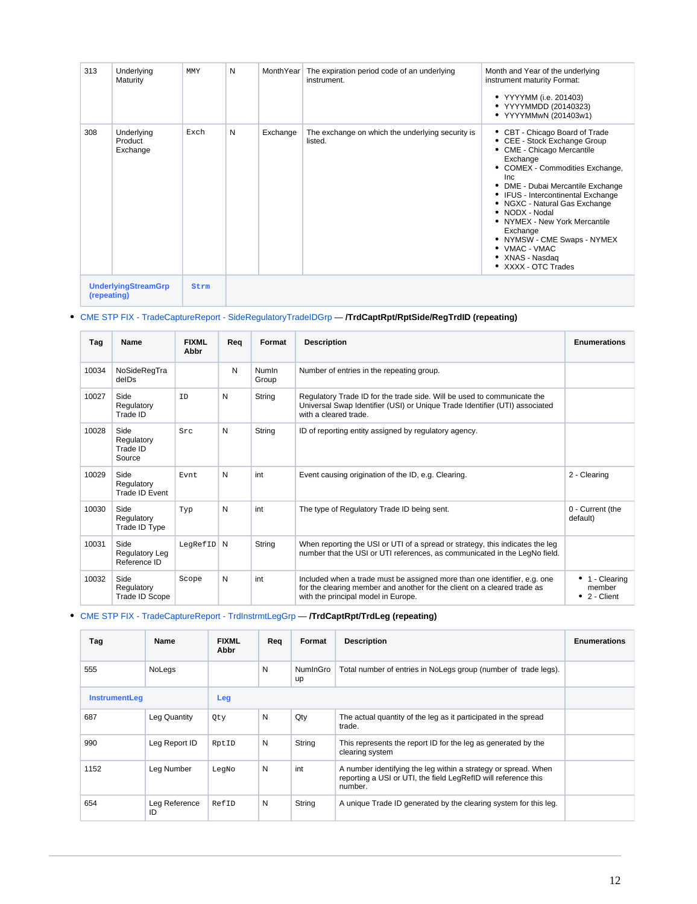| | | | | | | |
|---|---|---|---|---|---|---|
| 313 | Underlying Maturity | `MMY` | N | MonthYear | The expiration period code of an underlying instrument. | Month and Year of the underlying instrument maturity Format:<br>• YYYYMM (i.e. 201403)<br>• YYYYMMDD (20140323)<br>• YYYYMMwN (201403w1) |
| 308 | Underlying Product Exchange | `Exch` | N | Exchange | The exchange on which the underlying security is listed. | • CBT - Chicago Board of Trade<br>• CEE - Stock Exchange Group<br>• CME - Chicago Mercantile Exchange<br>• COMEX - Commodities Exchange, Inc<br>• DME - Dubai Mercantile Exchange<br>• IFUS - Intercontinental Exchange<br>• NGXC - Natural Gas Exchange<br>• NODX - Nodal<br>• NYMEX - New York Mercantile Exchange<br>• NYMSW - CME Swaps - NYMEX<br>• VMAC - VMAC<br>• XNAS - Nasdaq<br>• XXXX - OTC Trades |
| **UnderlyingStreamGrp (repeating)** | | **`Strm`** | | | | |

- CME STP FIX - TradeCaptureReport - SideRegulatoryTradeIDGrp — **/TrdCaptRpt/RptSide/RegTrdID (repeating)**

| Tag | Name | FIXML Abbr | Req | Format | Description | Enumerations |
|---|---|---|---|---|---|---|
| 10034 | NoSideRegTradeIDs | | N | NumInGroup | Number of entries in the repeating group. | |
| 10027 | Side Regulatory Trade ID | `ID` | N | String | Regulatory Trade ID for the trade side. Will be used to communicate the Universal Swap Identifier (USI) or Unique Trade Identifier (UTI) associated with a cleared trade. | |
| 10028 | Side Regulatory Trade ID Source | `Src` | N | String | ID of reporting entity assigned by regulatory agency. | |
| 10029 | Side Regulatory Trade ID Event | `Evnt` | N | int | Event causing origination of the ID, e.g. Clearing. | 2 - Clearing |
| 10030 | Side Regulatory Trade ID Type | `Typ` | N | int | The type of Regulatory Trade ID being sent. | 0 - Current (the default) |
| 10031 | Side Regulatory Leg Reference ID | `LegRefID` | N | String | When reporting the USI or UTI of a spread or strategy, this indicates the leg number that the USI or UTI references, as communicated in the LegNo field. | |
| 10032 | Side Regulatory Trade ID Scope | `Scope` | N | int | Included when a trade must be assigned more than one identifier, e.g. one for the clearing member and another for the client on a cleared trade as with the principal model in Europe. | • 1 - Clearing member<br>• 2 - Client |

- CME STP FIX - TradeCaptureReport - TrdInstrmtLegGrp — **/TrdCaptRpt/TrdLeg (repeating)**

| Tag | Name | FIXML Abbr | Req | Format | Description | Enumerations |
|---|---|---|---|---|---|---|
| 555 | NoLegs | | N | NumInGroup | Total number of entries in NoLegs group (number of trade legs). | |
| **InstrumentLeg** | | **Leg** | | | | |
| 687 | Leg Quantity | `Qty` | N | Qty | The actual quantity of the leg as it participated in the spread trade. | |
| 990 | Leg Report ID | `RptID` | N | String | This represents the report ID for the leg as generated by the clearing system | |
| 1152 | Leg Number | `LegNo` | N | int | A number identifying the leg within a strategy or spread. When reporting a USI or UTI, the field LegRefID will reference this number. | |
| 654 | Leg Reference ID | `RefID` | N | String | A unique Trade ID generated by the clearing system for this leg. | |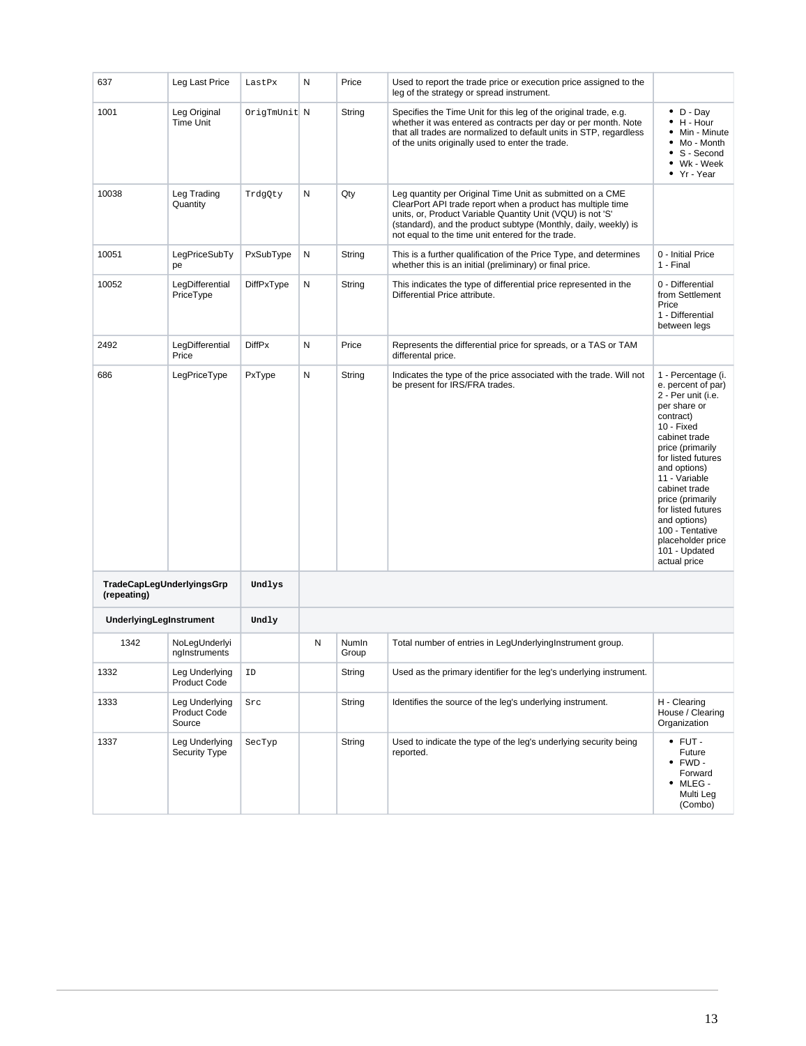| | | | | | | |
|---|---|---|---|---|---|---|
| 637 | Leg Last Price | LastPx | N | Price | Used to report the trade price or execution price assigned to the leg of the strategy or spread instrument. | |
| 1001 | Leg Original Time Unit | OrigTmUnit | N | String | Specifies the Time Unit for this leg of the original trade, e.g. whether it was entered as contracts per day or per month. Note that all trades are normalized to default units in STP, regardless of the units originally used to enter the trade. | • D - Day<br>• H - Hour<br>• Min - Minute<br>• Mo - Month<br>• S - Second<br>• Wk - Week<br>• Yr - Year |
| 10038 | Leg Trading Quantity | TrdgQty | N | Qty | Leg quantity per Original Time Unit as submitted on a CME ClearPort API trade report when a product has multiple time units, or, Product Variable Quantity Unit (VQU) is not 'S' (standard), and the product subtype (Monthly, daily, weekly) is not equal to the time unit entered for the trade. | |
| 10051 | LegPriceSubType | PxSubType | N | String | This is a further qualification of the Price Type, and determines whether this is an initial (preliminary) or final price. | 0 - Initial Price<br>1 - Final |
| 10052 | LegDifferential PriceType | DiffPxType | N | String | This indicates the type of differential price represented in the Differential Price attribute. | 0 - Differential from Settlement Price<br>1 - Differential between legs |
| 2492 | LegDifferential Price | DiffPx | N | Price | Represents the differential price for spreads, or a TAS or TAM differental price. | |
| 686 | LegPriceType | PxType | N | String | Indicates the type of the price associated with the trade. Will not be present for IRS/FRA trades. | 1 - Percentage (i.e. percent of par)<br>2 - Per unit (i.e. per share or contract)<br>10 - Fixed cabinet trade price (primarily for listed futures and options)<br>11 - Variable cabinet trade price (primarily for listed futures and options)<br>100 - Tentative placeholder price<br>101 - Updated actual price |
| **TradeCapLegUnderlyingsGrp (repeating)** | | **Undlys** | | | | |
| **UnderlyingLegInstrument** | | **Undly** | | | | |
| 1342 | NoLegUnderlyingInstruments | | N | NumIn Group | Total number of entries in LegUnderlyingInstrument group. | |
| 1332 | Leg Underlying Product Code | ID | | String | Used as the primary identifier for the leg's underlying instrument. | |
| 1333 | Leg Underlying Product Code Source | Src | | String | Identifies the source of the leg's underlying instrument. | H - Clearing House / Clearing Organization |
| 1337 | Leg Underlying Security Type | SecTyp | | String | Used to indicate the type of the leg's underlying security being reported. | • FUT - Future<br>• FWD - Forward<br>• MLEG - Multi Leg (Combo) |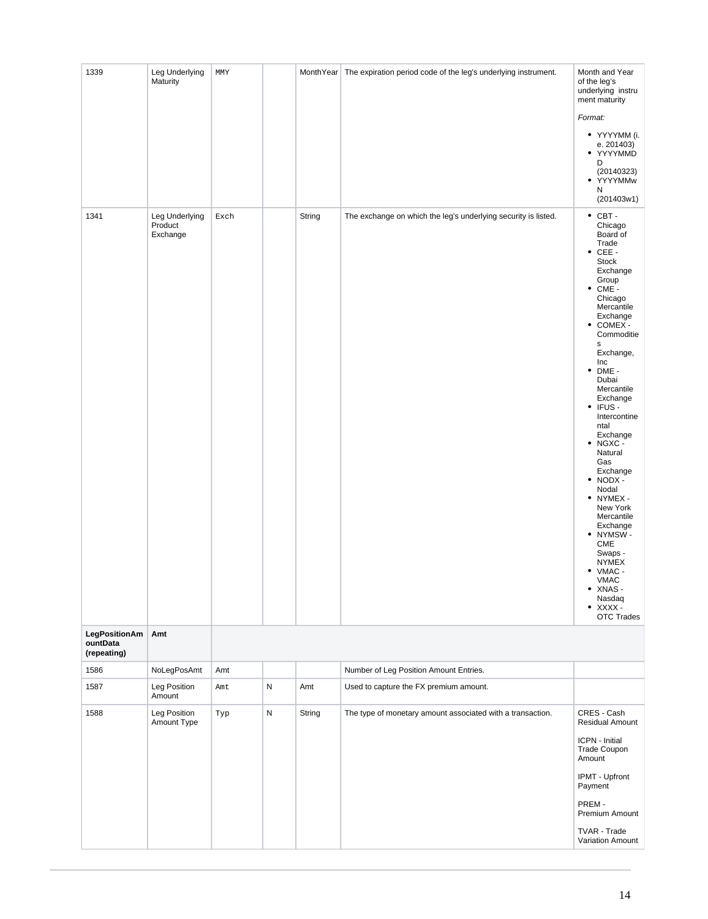| | | | | | | |
|---|---|---|---|---|---|---|
| 1339 | Leg Underlying Maturity | MMY | | MonthYear | The expiration period code of the leg's underlying instrument. | Month and Year of the leg's underlying instrument maturity<br><br>*Format:*<br><br>• YYYYMM (i.e. 201403)<br>• YYYYMMDD (20140323)<br>• YYYYMMwN (201403w1) |
| 1341 | Leg Underlying Product Exchange | Exch | | String | The exchange on which the leg's underlying security is listed. | • CBT - Chicago Board of Trade<br>• CEE - Stock Exchange Group<br>• CME - Chicago Mercantile Exchange<br>• COMEX - Commodities Exchange, Inc<br>• DME - Dubai Mercantile Exchange<br>• IFUS - Intercontinental Exchange<br>• NGXC - Natural Gas Exchange<br>• NODX - Nodal<br>• NYMEX - New York Mercantile Exchange<br>• NYMSW - CME Swaps - NYMEX<br>• VMAC - VMAC<br>• XNAS - Nasdaq<br>• XXXX - OTC Trades |
| **LegPositionAmountData (repeating)** | **Amt** | | | | | |
| 1586 | NoLegPosAmt | Amt | | | Number of Leg Position Amount Entries. | |
| 1587 | Leg Position Amount | Amt | N | Amt | Used to capture the FX premium amount. | |
| 1588 | Leg Position Amount Type | Typ | N | String | The type of monetary amount associated with a transaction. | CRES - Cash Residual Amount<br><br>ICPN - Initial Trade Coupon Amount<br><br>IPMT - Upfront Payment<br><br>PREM - Premium Amount<br><br>TVAR - Trade Variation Amount |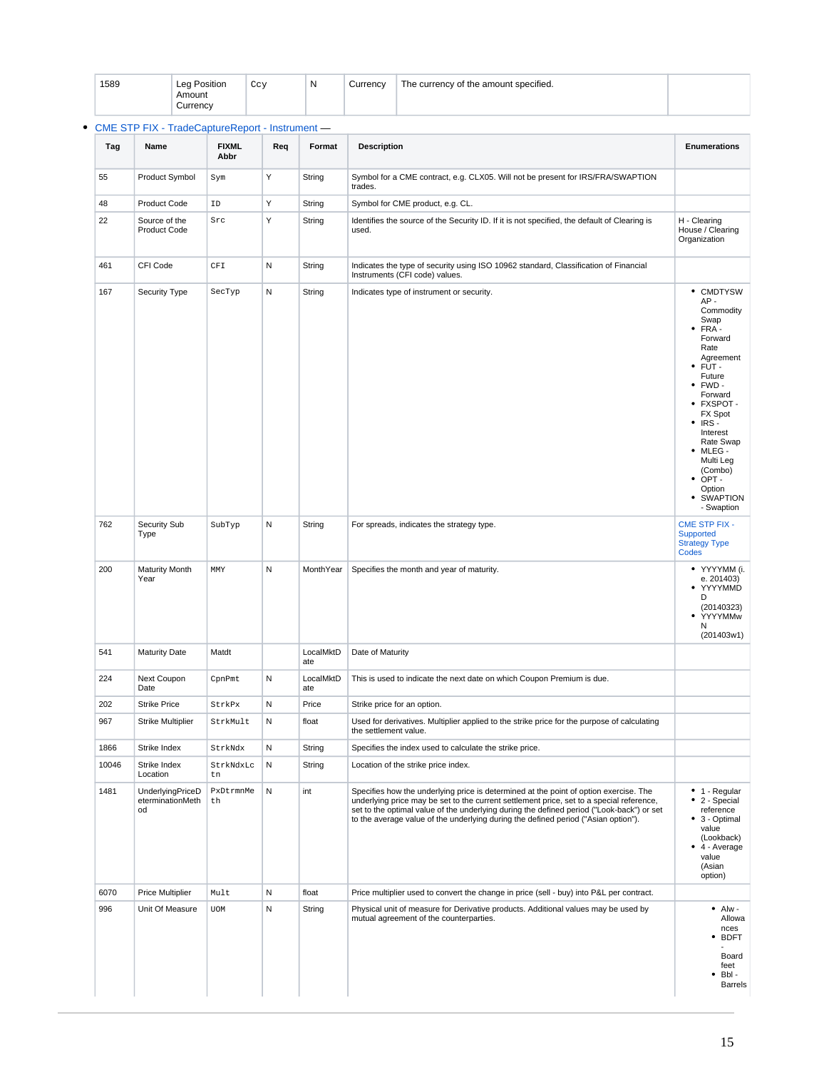| 1589 | Leg Position Amount Currency | Ccy | N | Currency | The currency of the amount specified. | |
|---|---|---|---|---|---|---|

- CME STP FIX - TradeCaptureReport - Instrument —

| Tag | Name | FIXML Abbr | Req | Format | Description | Enumerations |
|---|---|---|---|---|---|---|
| 55 | Product Symbol | Sym | Y | String | Symbol for a CME contract, e.g. CLX05. Will not be present for IRS/FRA/SWAPTION trades. | |
| 48 | Product Code | ID | Y | String | Symbol for CME product, e.g. CL. | |
| 22 | Source of the Product Code | Src | Y | String | Identifies the source of the Security ID. If it is not specified, the default of Clearing is used. | H - Clearing House / Clearing Organization |
| 461 | CFI Code | CFI | N | String | Indicates the type of security using ISO 10962 standard, Classification of Financial Instruments (CFI code) values. | |
| 167 | Security Type | SecTyp | N | String | Indicates type of instrument or security. | • CMDTYSWAP - Commodity Swap<br>• FRA - Forward Rate Agreement<br>• FUT - Future<br>• FWD - Forward<br>• FXSPOT - FX Spot<br>• IRS - Interest Rate Swap<br>• MLEG - Multi Leg (Combo)<br>• OPT - Option<br>• SWAPTION - Swaption |
| 762 | Security Sub Type | SubTyp | N | String | For spreads, indicates the strategy type. | CME STP FIX - Supported Strategy Type Codes |
| 200 | Maturity Month Year | MMY | N | MonthYear | Specifies the month and year of maturity. | • YYYYMM (i.e. 201403)<br>• YYYYMMDD (20140323)<br>• YYYYMMwN (201403w1) |
| 541 | Maturity Date | Matdt | | LocalMktDate | Date of Maturity | |
| 224 | Next Coupon Date | CpnPmt | N | LocalMktDate | This is used to indicate the next date on which Coupon Premium is due. | |
| 202 | Strike Price | StrkPx | N | Price | Strike price for an option. | |
| 967 | Strike Multiplier | StrkMult | N | float | Used for derivatives. Multiplier applied to the strike price for the purpose of calculating the settlement value. | |
| 1866 | Strike Index | StrkNdx | N | String | Specifies the index used to calculate the strike price. | |
| 10046 | Strike Index Location | StrkNdxLctn | N | String | Location of the strike price index. | |
| 1481 | UnderlyingPriceDeterminationMethod | PxDtrmnMeth | N | int | Specifies how the underlying price is determined at the point of option exercise. The underlying price may be set to the current settlement price, set to a special reference, set to the optimal value of the underlying during the defined period ("Look-back") or set to the average value of the underlying during the defined period ("Asian option"). | • 1 - Regular<br>• 2 - Special reference<br>• 3 - Optimal value (Lookback)<br>• 4 - Average value (Asian option) |
| 6070 | Price Multiplier | Mult | N | float | Price multiplier used to convert the change in price (sell - buy) into P&L per contract. | |
| 996 | Unit Of Measure | UOM | N | String | Physical unit of measure for Derivative products. Additional values may be used by mutual agreement of the counterparties. | • Alw - Allowances<br>• BDFT - Board feet<br>• Bbl - Barrels |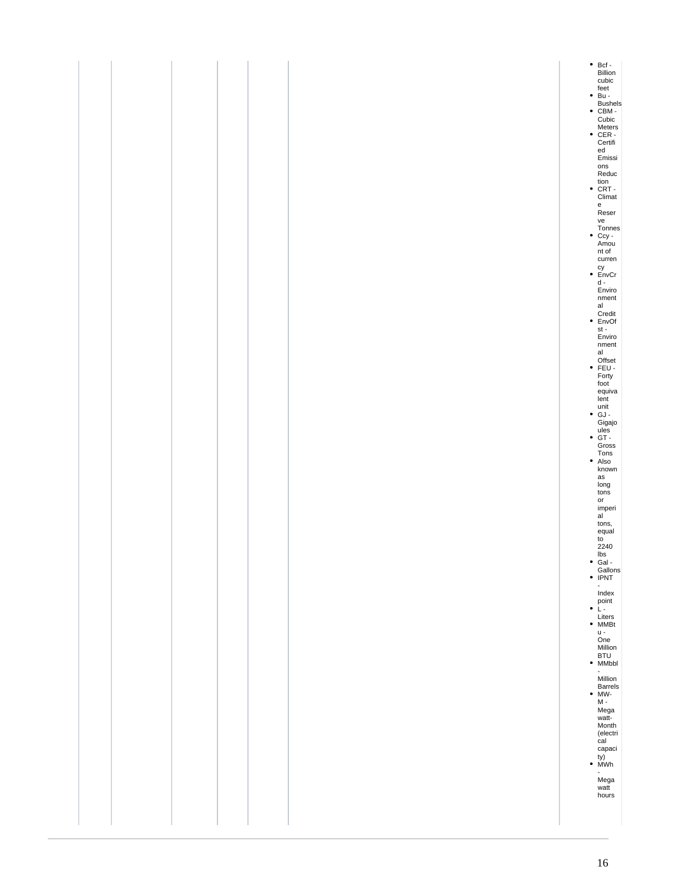|  |  |  |  |  |  |  |
|---|---|---|---|---|---|---|
|  |  |  |  |  |  | <ul><li>Bcf - Billion cubic feet</li><li>Bu - Bushels</li><li>CBM - Cubic Meters</li><li>CER - Certified Emissions Reduction</li><li>CRT - Climate Reserve Tonnes</li><li>Ccy - Amount of currency</li><li>EnvCrd - Environmental Credit</li><li>EnvOfst - Environmental Offset</li><li>FEU - Forty foot equivalent unit</li><li>GJ - Gigajoules</li><li>GT - Gross Tons</li><li>Also known as long tons or imperial tons, equal to 2240 lbs</li><li>Gal - Gallons</li><li>IPNT - Index point</li><li>L - Liters</li><li>MMBtu - One Million BTU</li><li>MMbbl - Million Barrels</li><li>MW-M - Megawatt-Month (electrical capacity)</li><li>MWh - Megawatt hours</li></ul> |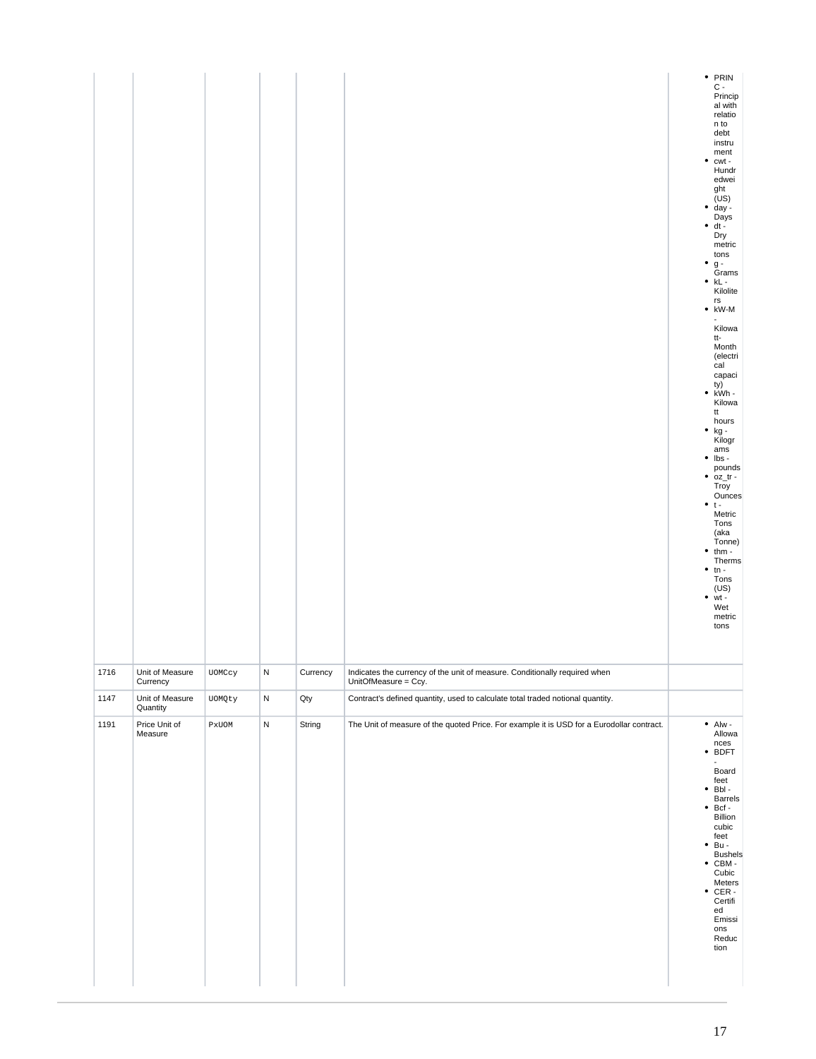| | | | | | | |
|---|---|---|---|---|---|---|
| | | | | | | • PRINC - Principal with relation to debt instrument<br>• cwt - Hundredweight (US)<br>• day - Days<br>• dt - Dry metric tons<br>• g - Grams<br>• kL - Kiloliters<br>• kW-M - Kilowatt-Month (electrical capacity)<br>• kWh - Kilowatt hours<br>• kg - Kilograms<br>• lbs - pounds<br>• oz_tr - Troy Ounces<br>• t - Metric Tons (aka Tonne)<br>• thm - Therms<br>• tn - Tons (US)<br>• wt - Wet metric tons |
| 1716 | Unit of Measure Currency | `UOMCcy` | N | Currency | Indicates the currency of the unit of measure. Conditionally required when UnitOfMeasure = Ccy. | |
| 1147 | Unit of Measure Quantity | `UOMQty` | N | Qty | Contract's defined quantity, used to calculate total traded notional quantity. | |
| 1191 | Price Unit of Measure | `PxUOM` | N | String | The Unit of measure of the quoted Price. For example it is USD for a Eurodollar contract. | • Alw - Allowances<br>• BDFT - Board feet<br>• Bbl - Barrels<br>• Bcf - Billion cubic feet<br>• Bu - Bushels<br>• CBM - Cubic Meters<br>• CER - Certified Emissions Reduction |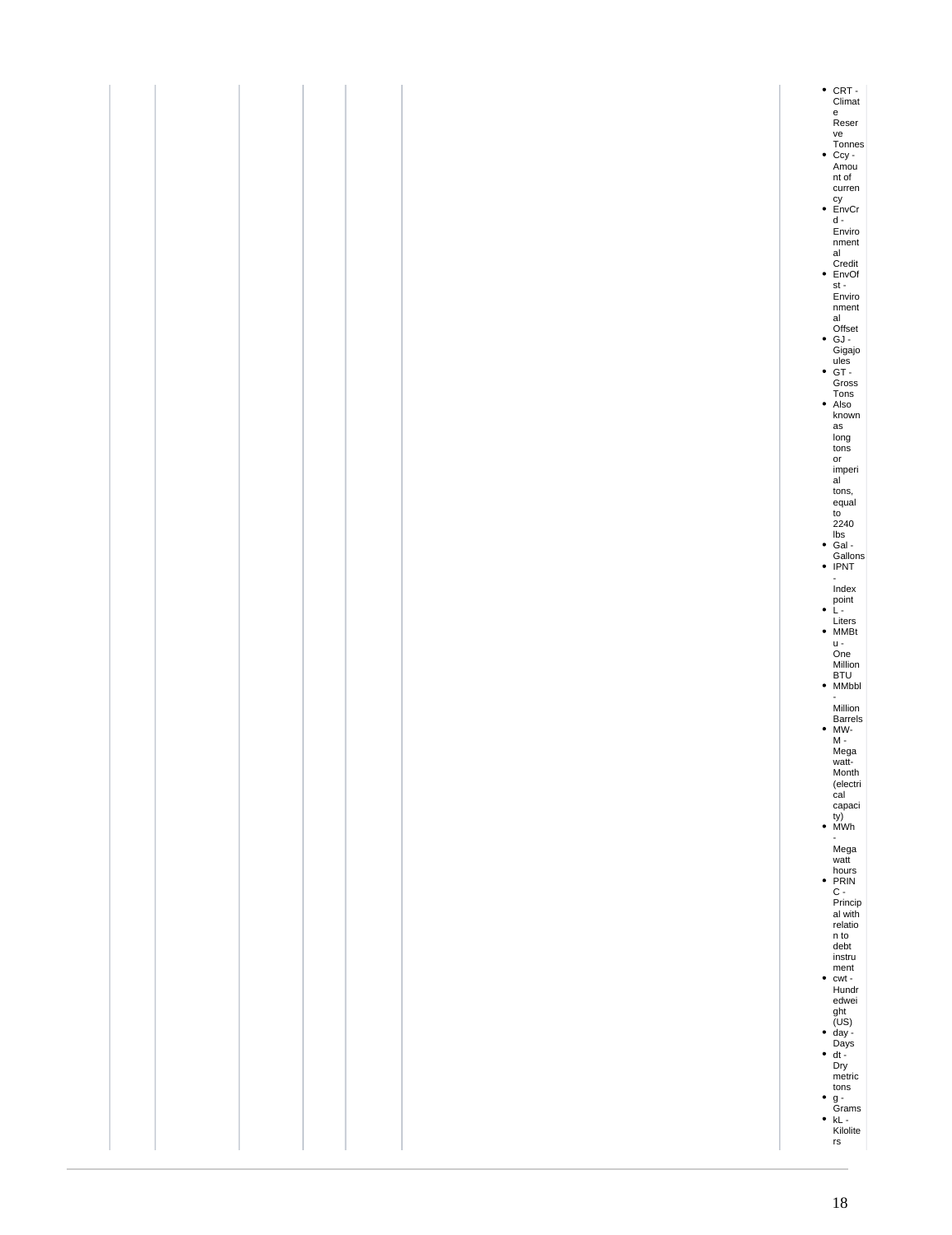| | | | | | | | |
|---|---|---|---|---|---|---|---|
| | | | | | | | <ul><li>CRT - Climate Reserve Tonnes</li><li>Ccy - Amount of currency</li><li>EnvCrd - Environmental Credit</li><li>EnvOfst - Environmental Offset</li><li>GJ - Gigajoules</li><li>GT - Gross Tons</li><li>Also known as long tons or imperial tons, equal to 2240 lbs</li><li>Gal - Gallons</li><li>IPNT - Index point</li><li>L - Liters</li><li>MMBtu - One Million BTU</li><li>MMbbl - Million Barrels</li><li>MW-M - Megawatt-Month (electrical capacity)</li><li>MWh - Megawatt hours</li><li>PRINC - Principal with relation to debt instrument</li><li>cwt - Hundredweight (US)</li><li>day - Days</li><li>dt - Dry metric tons</li><li>g - Grams</li><li>kL - Kiloliters</li></ul> |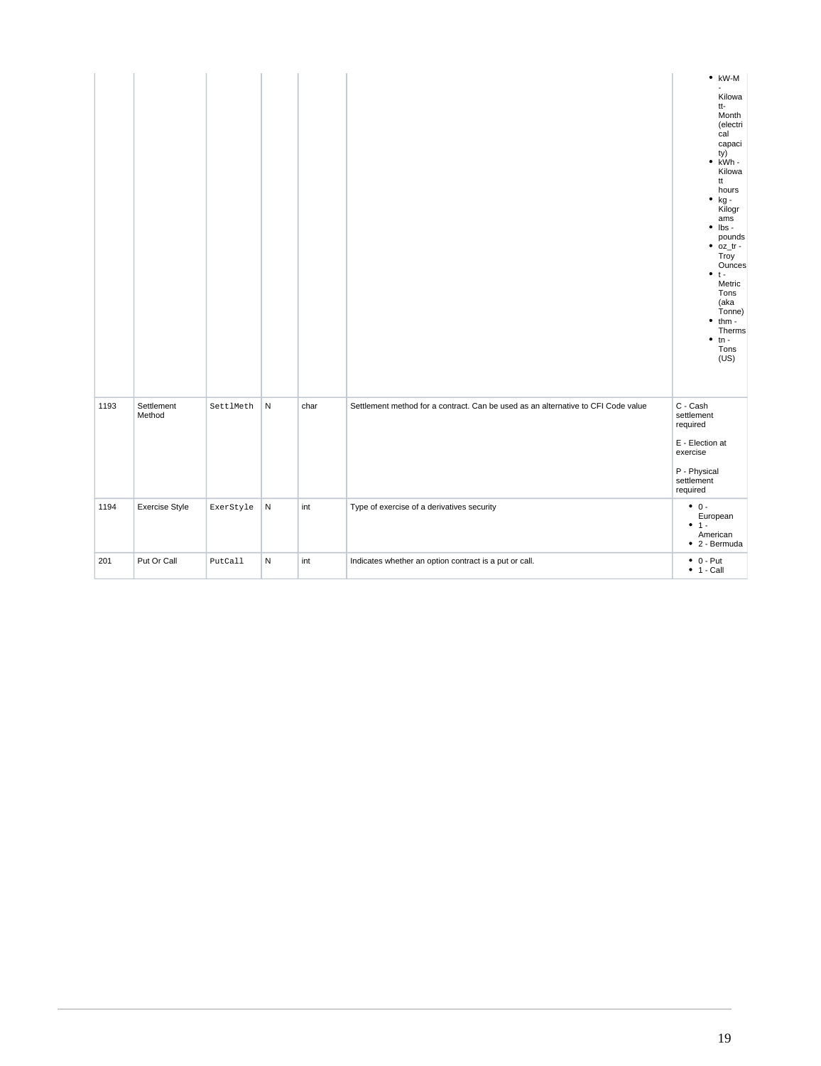| | | | | | | • kW-M - Kilowatt-Month (electrical capacity)<br>• kWh - Kilowatt hours<br>• kg - Kilograms<br>• lbs - pounds<br>• oz_tr - Troy Ounces<br>• t - Metric Tons (aka Tonne)<br>• thm - Therms<br>• tn - Tons (US) |
|---|---|---|---|---|---|---|
| 1193 | Settlement Method | `SettlMeth` | N | char | Settlement method for a contract. Can be used as an alternative to CFI Code value | C - Cash settlement required<br><br>E - Election at exercise<br><br>P - Physical settlement required |
| 1194 | Exercise Style | `ExerStyle` | N | int | Type of exercise of a derivatives security | • 0 - European<br>• 1 - American<br>• 2 - Bermuda |
| 201 | Put Or Call | `PutCall` | N | int | Indicates whether an option contract is a put or call. | • 0 - Put<br>• 1 - Call |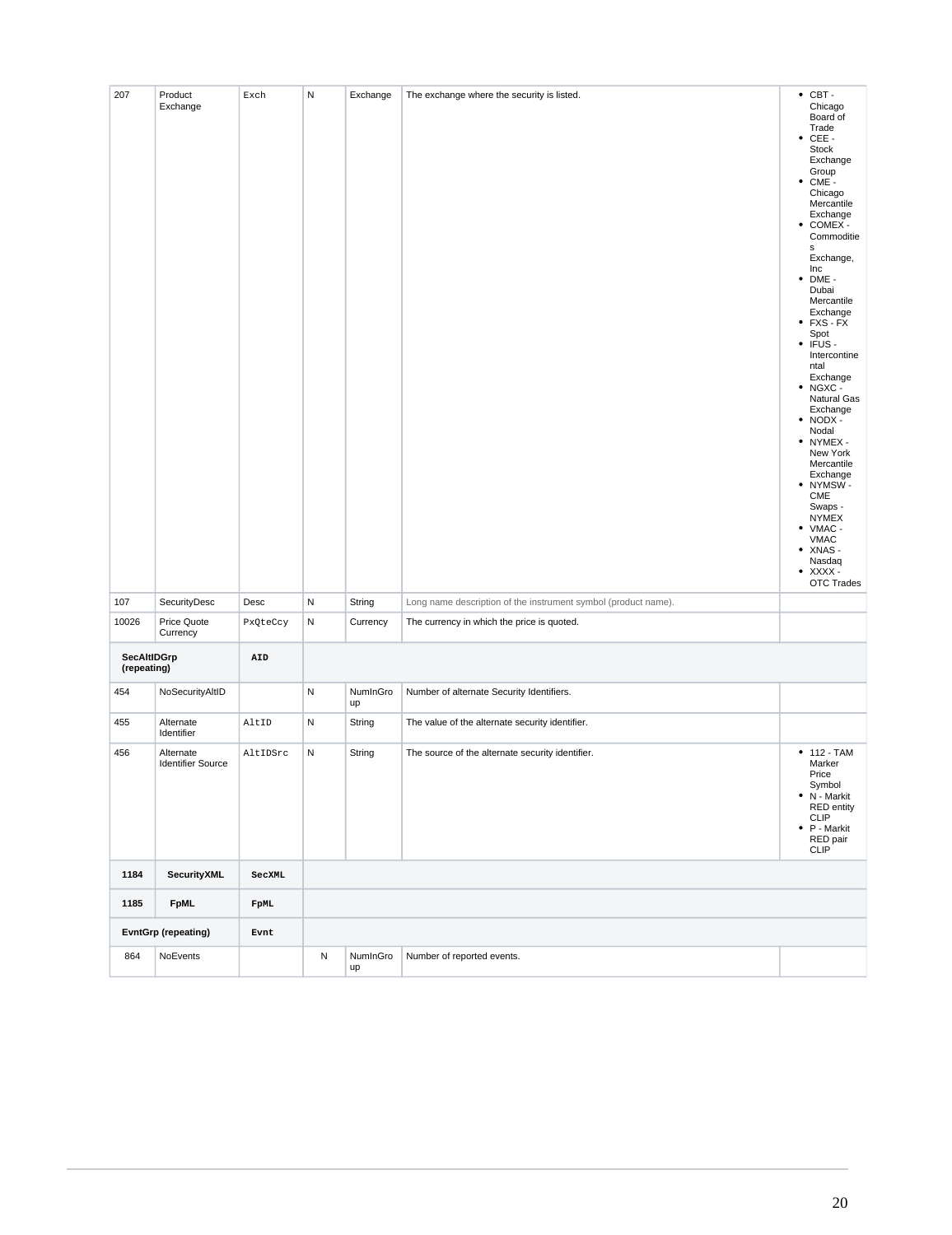| 207 | Product Exchange | Exch | N | Exchange | The exchange where the security is listed. | • CBT - Chicago Board of Trade<br>• CEE - Stock Exchange Group<br>• CME - Chicago Mercantile Exchange<br>• COMEX - Commodities Exchange, Inc<br>• DME - Dubai Mercantile Exchange<br>• FXS - FX Spot<br>• IFUS - Intercontinental Exchange<br>• NGXC - Natural Gas Exchange<br>• NODX - Nodal<br>• NYMEX - New York Mercantile Exchange<br>• NYMSW - CME Swaps - NYMEX<br>• VMAC - VMAC<br>• XNAS - Nasdaq<br>• XXXX - OTC Trades |
|---|---|---|---|---|---|---|
| 107 | SecurityDesc | Desc | N | String | Long name description of the instrument symbol (product name). | |
| 10026 | Price Quote Currency | PxQteCcy | N | Currency | The currency in which the price is quoted. | |
| **SecAltIDGrp (repeating)** | | **AID** | | | | |
| 454 | NoSecurityAltID | | N | NumInGroup | Number of alternate Security Identifiers. | |
| 455 | Alternate Identifier | AltID | N | String | The value of the alternate security identifier. | |
| 456 | Alternate Identifier Source | AltIDSrc | N | String | The source of the alternate security identifier. | • 112 - TAM Marker Price Symbol<br>• N - Markit RED entity CLIP<br>• P - Markit RED pair CLIP |
| **1184** | **SecurityXML** | **SecXML** | | | | |
| **1185** | **FpML** | **FpML** | | | | |
| **EvntGrp (repeating)** | | **Evnt** | | | | |
| 864 | NoEvents | | N | NumInGroup | Number of reported events. | |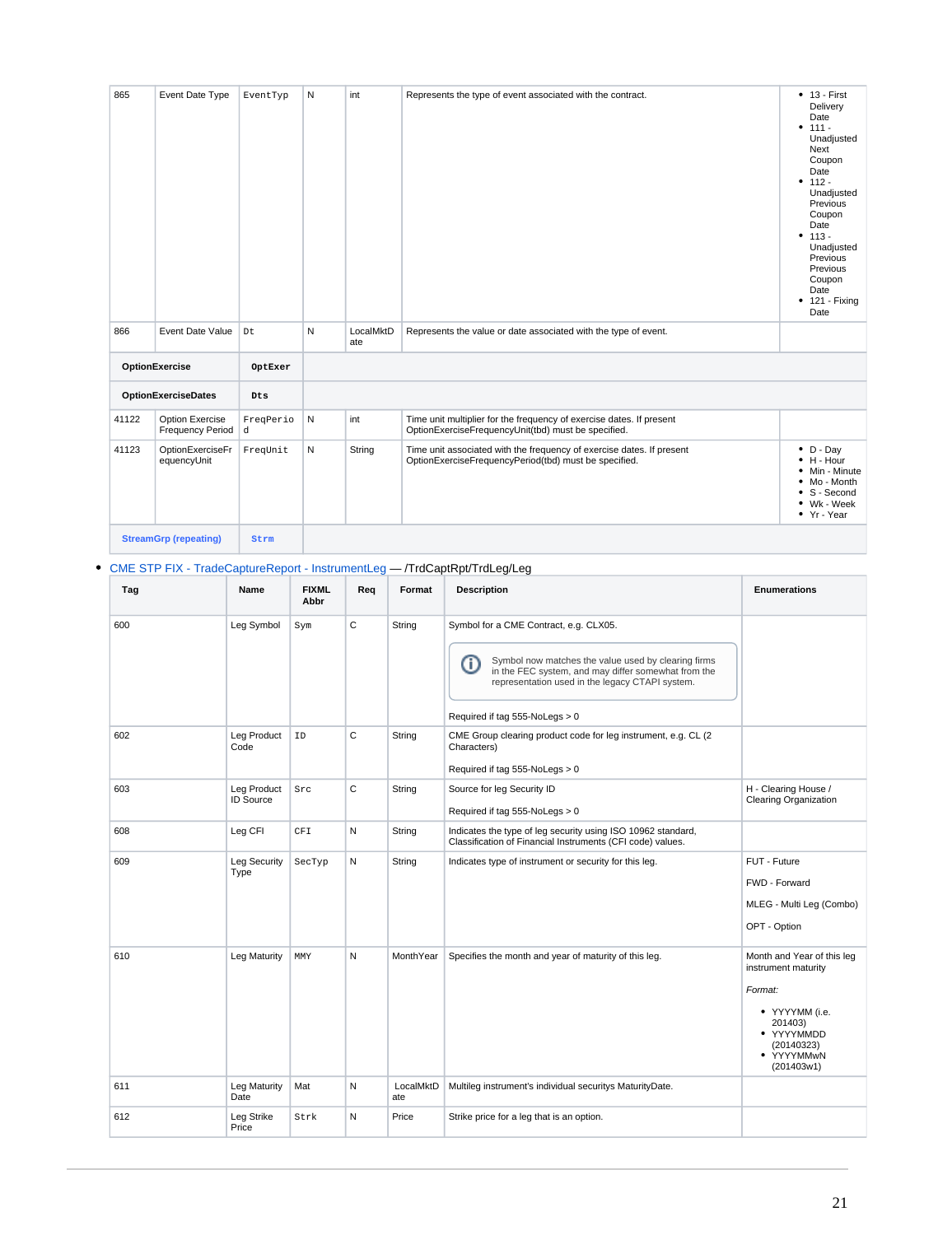| 865 | Event Date Type | EventTyp | N | int | Represents the type of event associated with the contract. | • 13 - First Delivery Date<br>• 111 - Unadjusted Next Coupon Date<br>• 112 - Unadjusted Previous Coupon Date<br>• 113 - Unadjusted Previous Previous Coupon Date<br>• 121 - Fixing Date |
|---|---|---|---|---|---|---|
| 866 | Event Date Value | Dt | N | LocalMktDate | Represents the value or date associated with the type of event. | |
| **OptionExercise** | | **OptExer** | | | | |
| **OptionExerciseDates** | | **Dts** | | | | |
| 41122 | Option Exercise Frequency Period | FreqPeriod | N | int | Time unit multiplier for the frequency of exercise dates. If present OptionExerciseFrequencyUnit(tbd) must be specified. | |
| 41123 | OptionExerciseFrequencyUnit | FreqUnit | N | String | Time unit associated with the frequency of exercise dates. If present OptionExerciseFrequencyPeriod(tbd) must be specified. | • D - Day<br>• H - Hour<br>• Min - Minute<br>• Mo - Month<br>• S - Second<br>• Wk - Week<br>• Yr - Year |
| **StreamGrp (repeating)** | | **Strm** | | | | |

- CME STP FIX - TradeCaptureReport - InstrumentLeg — /TrdCaptRpt/TrdLeg/Leg

| Tag | Name | FIXML Abbr | Req | Format | Description | Enumerations |
|---|---|---|---|---|---|---|
| 600 | Leg Symbol | Sym | C | String | Symbol for a CME Contract, e.g. CLX05.<br><br>ⓘ Symbol now matches the value used by clearing firms in the FEC system, and may differ somewhat from the representation used in the legacy CTAPI system.<br><br>Required if tag 555-NoLegs > 0 | |
| 602 | Leg Product Code | ID | C | String | CME Group clearing product code for leg instrument, e.g. CL (2 Characters)<br><br>Required if tag 555-NoLegs > 0 | |
| 603 | Leg Product ID Source | Src | C | String | Source for leg Security ID<br><br>Required if tag 555-NoLegs > 0 | H - Clearing House / Clearing Organization |
| 608 | Leg CFI | CFI | N | String | Indicates the type of leg security using ISO 10962 standard, Classification of Financial Instruments (CFI code) values. | |
| 609 | Leg Security Type | SecTyp | N | String | Indicates type of instrument or security for this leg. | FUT - Future<br><br>FWD - Forward<br><br>MLEG - Multi Leg (Combo)<br><br>OPT - Option |
| 610 | Leg Maturity | MMY | N | MonthYear | Specifies the month and year of maturity of this leg. | Month and Year of this leg instrument maturity<br><br>*Format:*<br><br>• YYYYMM (i.e. 201403)<br>• YYYYMMDD (20140323)<br>• YYYYMMwN (201403w1) |
| 611 | Leg Maturity Date | Mat | N | LocalMktDate | Multileg instrument's individual securitys MaturityDate. | |
| 612 | Leg Strike Price | Strk | N | Price | Strike price for a leg that is an option. | |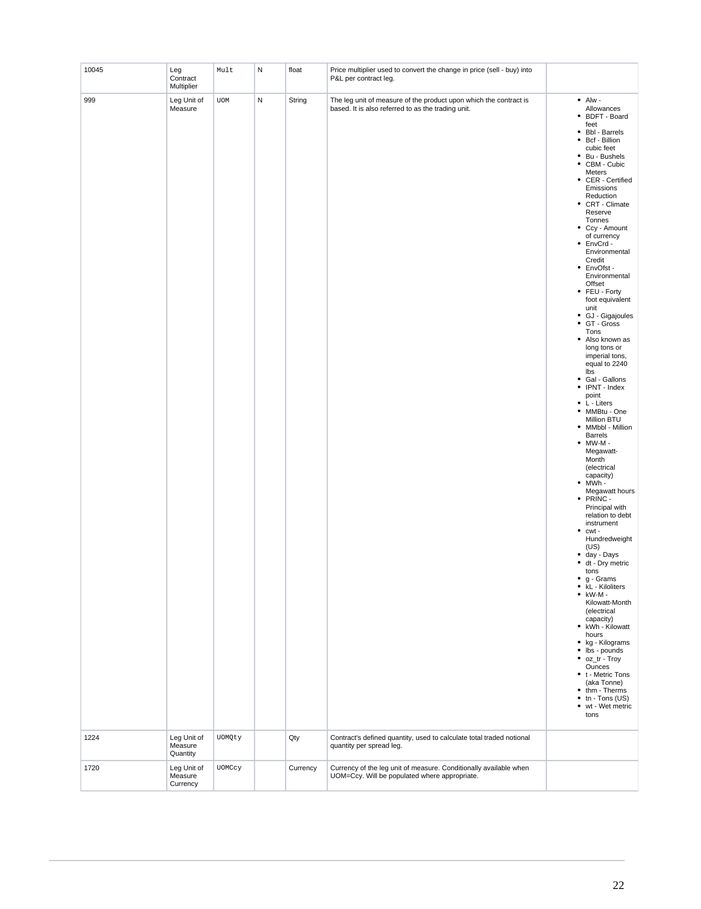| 10045 | Leg Contract Multiplier | Mult | N | float | Price multiplier used to convert the change in price (sell - buy) into P&L per contract leg. | |
|---|---|---|---|---|---|---|
| 999 | Leg Unit of Measure | UOM | N | String | The leg unit of measure of the product upon which the contract is based. It is also referred to as the trading unit. | <ul><li>Alw - Allowances</li><li>BDFT - Board feet</li><li>Bbl - Barrels</li><li>Bcf - Billion cubic feet</li><li>Bu - Bushels</li><li>CBM - Cubic Meters</li><li>CER - Certified Emissions Reduction</li><li>CRT - Climate Reserve Tonnes</li><li>Ccy - Amount of currency</li><li>EnvCrd - Environmental Credit</li><li>EnvOfst - Environmental Offset</li><li>FEU - Forty foot equivalent unit</li><li>GJ - Gigajoules</li><li>GT - Gross Tons</li><li>Also known as long tons or imperial tons, equal to 2240 lbs</li><li>Gal - Gallons</li><li>IPNT - Index point</li><li>L - Liters</li><li>MMBtu - One Million BTU</li><li>MMbbl - Million Barrels</li><li>MW-M - Megawatt-Month (electrical capacity)</li><li>MWh - Megawatt hours</li><li>PRINC - Principal with relation to debt instrument</li><li>cwt - Hundredweight (US)</li><li>day - Days</li><li>dt - Dry metric tons</li><li>g - Grams</li><li>kL - Kiloliters</li><li>kW-M - Kilowatt-Month (electrical capacity)</li><li>kWh - Kilowatt hours</li><li>kg - Kilograms</li><li>lbs - pounds</li><li>oz_tr - Troy Ounces</li><li>t - Metric Tons (aka Tonne)</li><li>thm - Therms</li><li>tn - Tons (US)</li><li>wt - Wet metric tons</li></ul> |
| 1224 | Leg Unit of Measure Quantity | UOMQty | | Qty | Contract's defined quantity, used to calculate total traded notional quantity per spread leg. | |
| 1720 | Leg Unit of Measure Currency | UOMCcy | | Currency | Currency of the leg unit of measure. Conditionally available when UOM=Ccy. Will be populated where appropriate. | |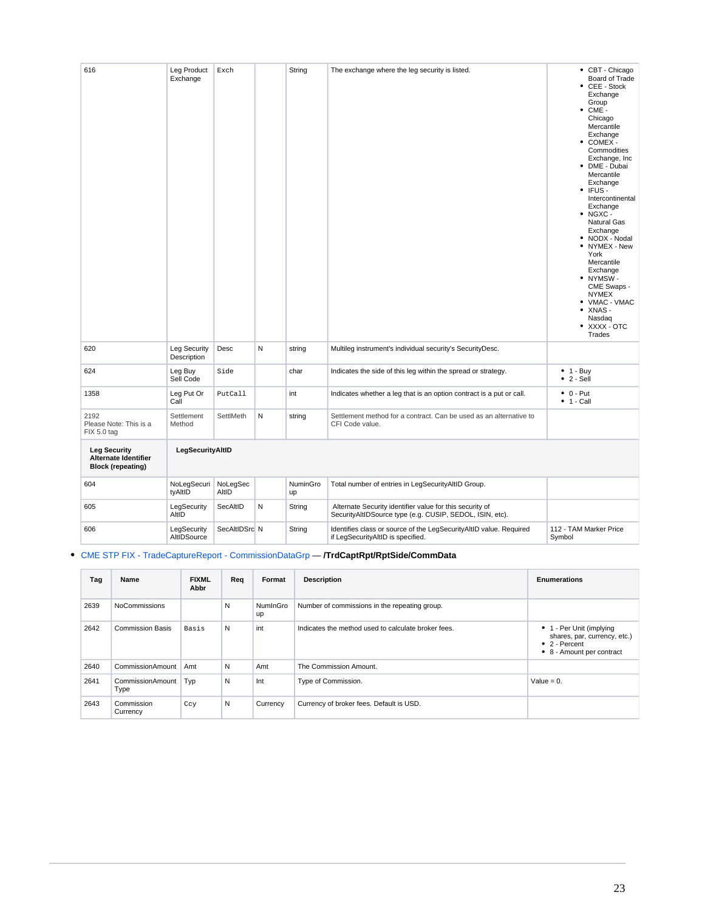| | | | | | | |
|---|---|---|---|---|---|---|
| 616 | Leg Product Exchange | Exch | | String | The exchange where the leg security is listed. | • CBT - Chicago Board of Trade<br>• CEE - Stock Exchange Group<br>• CME - Chicago Mercantile Exchange<br>• COMEX - Commodities Exchange, Inc<br>• DME - Dubai Mercantile Exchange<br>• IFUS - Intercontinental Exchange<br>• NGXC - Natural Gas Exchange<br>• NODX - Nodal<br>• NYMEX - New York Mercantile Exchange<br>• NYMSW - CME Swaps - NYMEX<br>• VMAC - VMAC<br>• XNAS - Nasdaq<br>• XXXX - OTC Trades |
| 620 | Leg Security Description | Desc | N | string | Multileg instrument's individual security's SecurityDesc. | |
| 624 | Leg Buy Sell Code | Side | | char | Indicates the side of this leg within the spread or strategy. | • 1 - Buy<br>• 2 - Sell |
| 1358 | Leg Put Or Call | PutCall | | int | Indicates whether a leg that is an option contract is a put or call. | • 0 - Put<br>• 1 - Call |
| 2192<br>Please Note: This is a FIX 5.0 tag | Settlement Method | SettlMeth | N | string | Settlement method for a contract. Can be used as an alternative to CFI Code value. | |
| **Leg Security Alternate Identifier Block (repeating)** | **LegSecurityAltID** | | | | | |
| 604 | NoLegSecurityAltID | NoLegSecAltID | | NuminGroup | Total number of entries in LegSecurityAltID Group. | |
| 605 | LegSecurity AltID | SecAltID | N | String | Alternate Security identifier value for this security of SecurityAltIDSource type (e.g. CUSIP, SEDOL, ISIN, etc). | |
| 606 | LegSecurity AltIDSource | SecAltIDSrc | N | String | Identifies class or source of the LegSecurityAltID value. Required if LegSecurityAltID is specified. | 112 - TAM Marker Price Symbol |

- CME STP FIX - TradeCaptureReport - CommissionDataGrp — **/TrdCaptRpt/RptSide/CommData**

| Tag | Name | FIXML Abbr | Req | Format | Description | Enumerations |
|---|---|---|---|---|---|---|
| 2639 | NoCommissions | | N | NumInGroup | Number of commissions in the repeating group. | |
| 2642 | Commission Basis | Basis | N | int | Indicates the method used to calculate broker fees. | • 1 - Per Unit (implying shares, par, currency, etc.)<br>• 2 - Percent<br>• 8 - Amount per contract |
| 2640 | CommissionAmount | Amt | N | Amt | The Commission Amount. | |
| 2641 | CommissionAmount Type | Typ | N | Int | Type of Commission. | Value = 0. |
| 2643 | Commission Currency | Ccy | N | Currency | Currency of broker fees. Default is USD. | |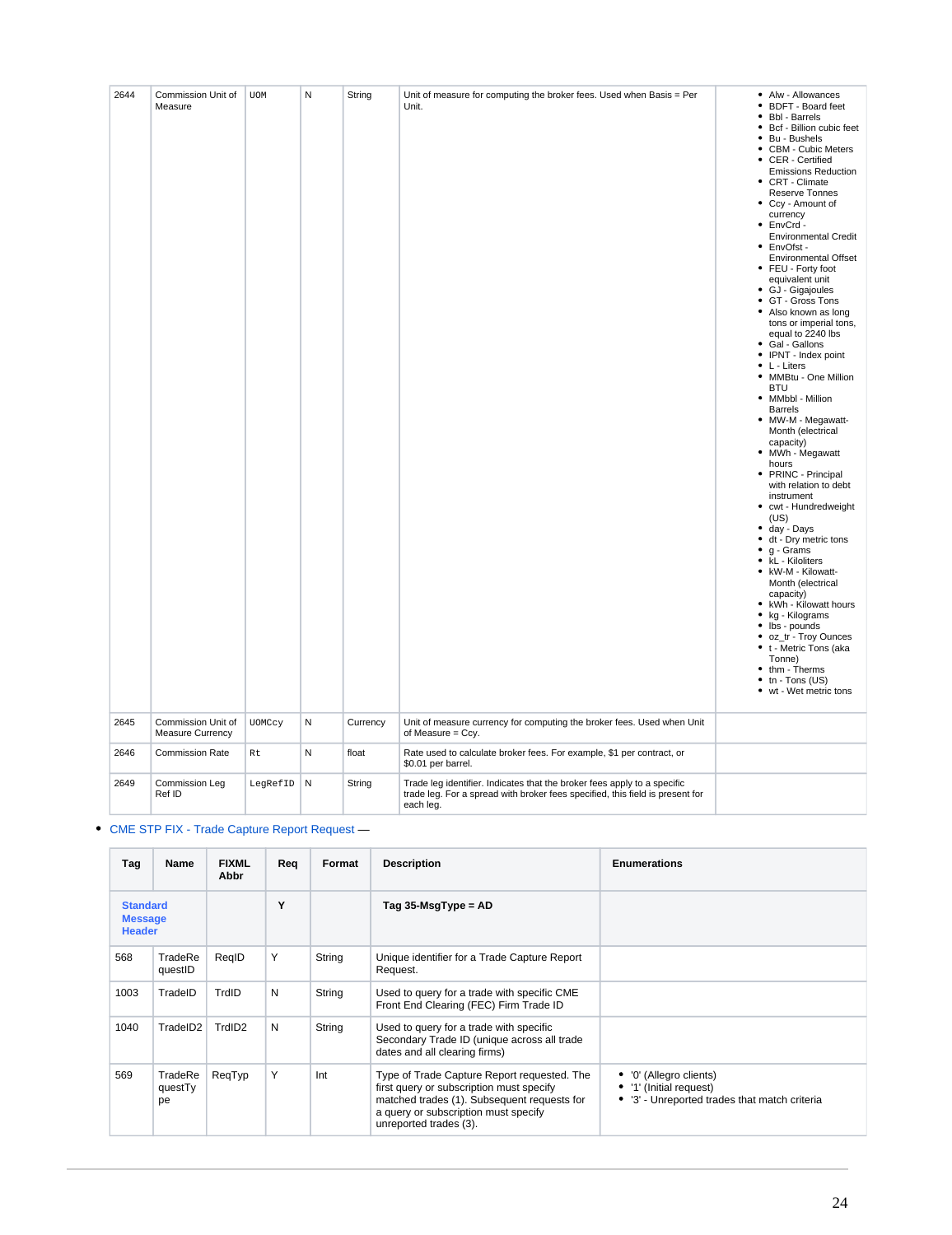| | | | | | | |
|---|---|---|---|---|---|---|
| 2644 | Commission Unit of Measure | UOM | N | String | Unit of measure for computing the broker fees. Used when Basis = Per Unit. | • Alw - Allowances<br>• BDFT - Board feet<br>• Bbl - Barrels<br>• Bcf - Billion cubic feet<br>• Bu - Bushels<br>• CBM - Cubic Meters<br>• CER - Certified Emissions Reduction<br>• CRT - Climate Reserve Tonnes<br>• Ccy - Amount of currency<br>• EnvCrd - Environmental Credit<br>• EnvOfst - Environmental Offset<br>• FEU - Forty foot equivalent unit<br>• GJ - Gigajoules<br>• GT - Gross Tons<br>• Also known as long tons or imperial tons, equal to 2240 lbs<br>• Gal - Gallons<br>• IPNT - Index point<br>• L - Liters<br>• MMBtu - One Million BTU<br>• MMbbl - Million Barrels<br>• MW-M - Megawatt-Month (electrical capacity)<br>• MWh - Megawatt hours<br>• PRINC - Principal with relation to debt instrument<br>• cwt - Hundredweight (US)<br>• day - Days<br>• dt - Dry metric tons<br>• g - Grams<br>• kL - Kiloliters<br>• kW-M - Kilowatt-Month (electrical capacity)<br>• kWh - Kilowatt hours<br>• kg - Kilograms<br>• lbs - pounds<br>• oz_tr - Troy Ounces<br>• t - Metric Tons (aka Tonne)<br>• thm - Therms<br>• tn - Tons (US)<br>• wt - Wet metric tons |
| 2645 | Commission Unit of Measure Currency | UOMCcy | N | Currency | Unit of measure currency for computing the broker fees. Used when Unit of Measure = Ccy. | |
| 2646 | Commission Rate | Rt | N | float | Rate used to calculate broker fees. For example, $1 per contract, or $0.01 per barrel. | |
| 2649 | Commission Leg Ref ID | LegRefID | N | String | Trade leg identifier. Indicates that the broker fees apply to a specific trade leg. For a spread with broker fees specified, this field is present for each leg. | |

- CME STP FIX - Trade Capture Report Request —

| Tag | Name | FIXML Abbr | Req | Format | Description | Enumerations |
|---|---|---|---|---|---|---|
| **Standard Message Header** | | | **Y** | | **Tag 35-MsgType = AD** | |
| 568 | TradeRequestID | ReqID | Y | String | Unique identifier for a Trade Capture Report Request. | |
| 1003 | TradeID | TrdID | N | String | Used to query for a trade with specific CME Front End Clearing (FEC) Firm Trade ID | |
| 1040 | TradeID2 | TrdID2 | N | String | Used to query for a trade with specific Secondary Trade ID (unique across all trade dates and all clearing firms) | |
| 569 | TradeRequestType | ReqTyp | Y | Int | Type of Trade Capture Report requested. The first query or subscription must specify matched trades (1). Subsequent requests for a query or subscription must specify unreported trades (3). | • '0' (Allegro clients)<br>• '1' (Initial request)<br>• '3' - Unreported trades that match criteria |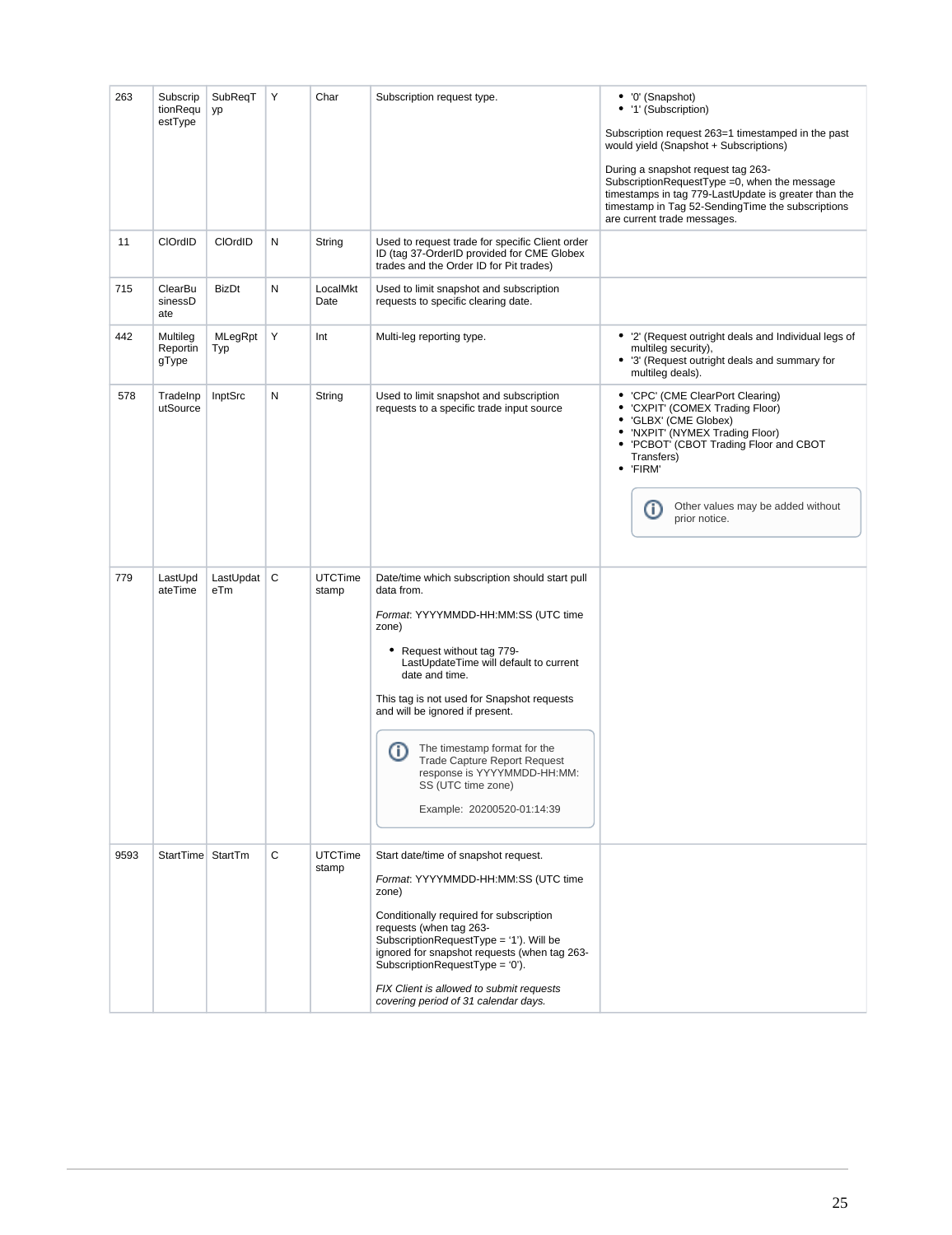| 263 | SubscriptionRequestType | SubReqTyp | Y | Char | Subscription request type. | • '0' (Snapshot)<br>• '1' (Subscription)<br><br>Subscription request 263=1 timestamped in the past would yield (Snapshot + Subscriptions)<br><br>During a snapshot request tag 263-SubscriptionRequestType =0, when the message timestamps in tag 779-LastUpdate is greater than the timestamp in Tag 52-SendingTime the subscriptions are current trade messages. |
|---|---|---|---|---|---|---|
| 11 | ClOrdID | ClOrdID | N | String | Used to request trade for specific Client order ID (tag 37-OrderID provided for CME Globex trades and the Order ID for Pit trades) | |
| 715 | ClearBusinessDate | BizDt | N | LocalMktDate | Used to limit snapshot and subscription requests to specific clearing date. | |
| 442 | MultilegReportingType | MLegRptTyp | Y | Int | Multi-leg reporting type. | • '2' (Request outright deals and Individual legs of multileg security),<br>• '3' (Request outright deals and summary for multileg deals). |
| 578 | TradeInputSource | InptSrc | N | String | Used to limit snapshot and subscription requests to a specific trade input source | • 'CPC' (CME ClearPort Clearing)<br>• 'CXPIT' (COMEX Trading Floor)<br>• 'GLBX' (CME Globex)<br>• 'NXPIT' (NYMEX Trading Floor)<br>• 'PCBOT' (CBOT Trading Floor and CBOT Transfers)<br>• 'FIRM'<br><br>ⓘ Other values may be added without prior notice. |
| 779 | LastUpdateTime | LastUpdateTm | C | UTCTimestamp | Date/time which subscription should start pull data from.<br><br>*Format*: YYYYMMDD-HH:MM:SS (UTC time zone)<br><br>• Request without tag 779-LastUpdateTime will default to current date and time.<br><br>This tag is not used for Snapshot requests and will be ignored if present.<br><br>ⓘ The timestamp format for the Trade Capture Report Request response is YYYYMMDD-HH:MM:SS (UTC time zone)<br><br>Example: 20200520-01:14:39 | |
| 9593 | StartTime | StartTm | C | UTCTimestamp | Start date/time of snapshot request.<br><br>*Format*: YYYYMMDD-HH:MM:SS (UTC time zone)<br><br>Conditionally required for subscription requests (when tag 263-SubscriptionRequestType = '1'). Will be ignored for snapshot requests (when tag 263-SubscriptionRequestType = '0').<br><br>*FIX Client is allowed to submit requests covering period of 31 calendar days.* | |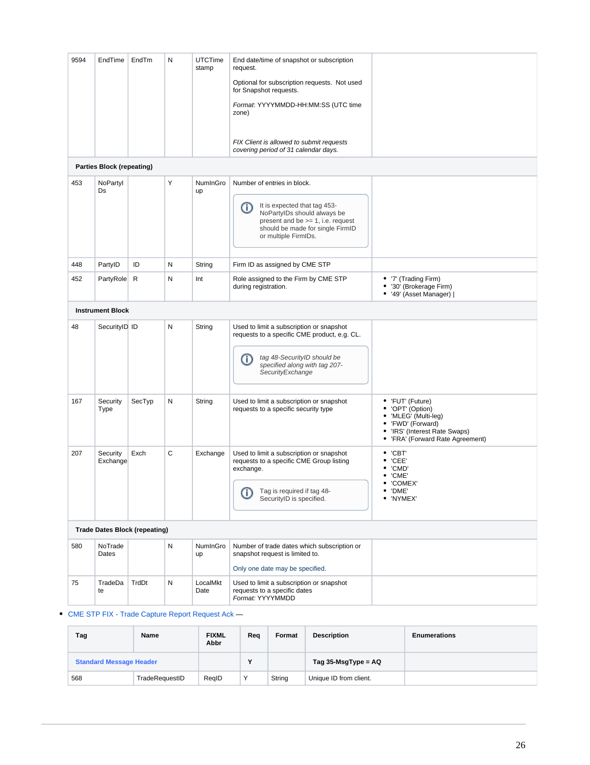| | | | | | | |
|---|---|---|---|---|---|---|
| 9594 | EndTime | EndTm | N | UTCTimestamp | End date/time of snapshot or subscription request.<br><br>Optional for subscription requests. Not used for Snapshot requests.<br><br>*Format*: YYYYMMDD-HH:MM:SS (UTC time zone)<br><br>*FIX Client is allowed to submit requests covering period of 31 calendar days.* | |
| **Parties Block (repeating)** | | | | | | |
| 453 | NoPartyIDs | | Y | NumInGroup | Number of entries in block.<br><br>It is expected that tag 453-NoPartyIDs should always be present and be >= 1, i.e. request should be made for single FirmID or multiple FirmIDs. | |
| 448 | PartyID | ID | N | String | Firm ID as assigned by CME STP | |
| 452 | PartyRole | R | N | Int | Role assigned to the Firm by CME STP during registration. | • '7' (Trading Firm)<br>• '30' (Brokerage Firm)<br>• '49' (Asset Manager) \| |
| **Instrument Block** | | | | | | |
| 48 | SecurityID | ID | N | String | Used to limit a subscription or snapshot requests to a specific CME product, e.g. CL.<br><br>*tag 48-SecurityID should be specified along with tag 207-SecurityExchange* | |
| 167 | Security Type | SecTyp | N | String | Used to limit a subscription or snapshot requests to a specific security type | • 'FUT' (Future)<br>• 'OPT' (Option)<br>• 'MLEG' (Multi-leg)<br>• 'FWD' (Forward)<br>• 'IRS' (Interest Rate Swaps)<br>• 'FRA' (Forward Rate Agreement) |
| 207 | Security Exchange | Exch | C | Exchange | Used to limit a subscription or snapshot requests to a specific CME Group listing exchange.<br><br>Tag is required if tag 48-SecurityID is specified. | • 'CBT'<br>• 'CEE'<br>• 'CMD'<br>• 'CME'<br>• 'COMEX'<br>• 'DME'<br>• 'NYMEX' |
| **Trade Dates Block (repeating)** | | | | | | |
| 580 | NoTradeDates | | N | NumInGroup | Number of trade dates which subscription or snapshot request is limited to.<br><br>Only one date may be specified. | |
| 75 | TradeDate | TrdDt | N | LocalMktDate | Used to limit a subscription or snapshot requests to a specific dates<br>*Format:* YYYYMMDD | |

- CME STP FIX - Trade Capture Report Request Ack —

| Tag | Name | FIXML Abbr | Req | Format | Description | Enumerations |
|---|---|---|---|---|---|---|
| **Standard Message Header** | | | **Y** | | **Tag 35-MsgType = AQ** | |
| 568 | TradeRequestID | ReqID | Y | String | Unique ID from client. | |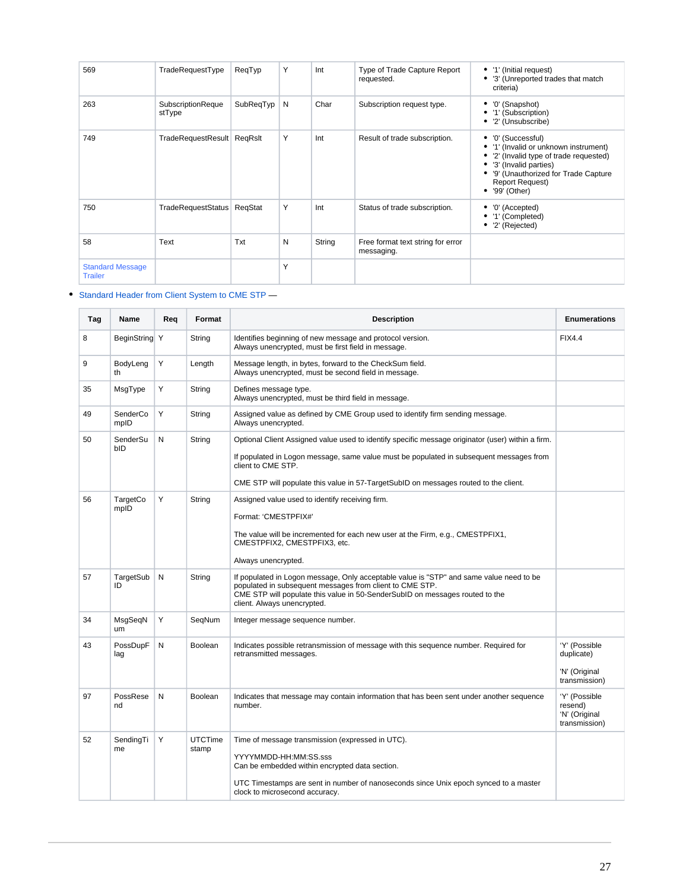| | | | | | | |
|---|---|---|---|---|---|---|
| 569 | TradeRequestType | ReqTyp | Y | Int | Type of Trade Capture Report requested. | • '1' (Initial request)<br>• '3' (Unreported trades that match criteria) |
| 263 | SubscriptionRequestType | SubReqTyp | N | Char | Subscription request type. | • '0' (Snapshot)<br>• '1' (Subscription)<br>• '2' (Unsubscribe) |
| 749 | TradeRequestResult | ReqRslt | Y | Int | Result of trade subscription. | • '0' (Successful)<br>• '1' (Invalid or unknown instrument)<br>• '2' (Invalid type of trade requested)<br>• '3' (Invalid parties)<br>• '9' (Unauthorized for Trade Capture Report Request)<br>• '99' (Other) |
| 750 | TradeRequestStatus | ReqStat | Y | Int | Status of trade subscription. | • '0' (Accepted)<br>• '1' (Completed)<br>• '2' (Rejected) |
| 58 | Text | Txt | N | String | Free format text string for error messaging. | |
| Standard Message Trailer | | | Y | | | |

- Standard Header from Client System to CME STP —

| Tag | Name | Req | Format | Description | Enumerations |
|---|---|---|---|---|---|
| 8 | BeginString | Y | String | Identifies beginning of new message and protocol version.<br>Always unencrypted, must be first field in message. | FIX4.4 |
| 9 | BodyLength | Y | Length | Message length, in bytes, forward to the CheckSum field.<br>Always unencrypted, must be second field in message. | |
| 35 | MsgType | Y | String | Defines message type.<br>Always unencrypted, must be third field in message. | |
| 49 | SenderCompID | Y | String | Assigned value as defined by CME Group used to identify firm sending message.<br>Always unencrypted. | |
| 50 | SenderSubID | N | String | Optional Client Assigned value used to identify specific message originator (user) within a firm.<br><br>If populated in Logon message, same value must be populated in subsequent messages from client to CME STP.<br><br>CME STP will populate this value in 57-TargetSubID on messages routed to the client. | |
| 56 | TargetCompID | Y | String | Assigned value used to identify receiving firm.<br><br>Format: 'CMESTPFIX#'<br><br>The value will be incremented for each new user at the Firm, e.g., CMESTPFIX1, CMESTPFIX2, CMESTPFIX3, etc.<br><br>Always unencrypted. | |
| 57 | TargetSubID | N | String | If populated in Logon message, Only acceptable value is "STP" and same value need to be populated in subsequent messages from client to CME STP.<br>CME STP will populate this value in 50-SenderSubID on messages routed to the client. Always unencrypted. | |
| 34 | MsgSeqNum | Y | SeqNum | Integer message sequence number. | |
| 43 | PossDupFlag | N | Boolean | Indicates possible retransmission of message with this sequence number. Required for retransmitted messages. | 'Y' (Possible duplicate)<br><br>'N' (Original transmission) |
| 97 | PossResend | N | Boolean | Indicates that message may contain information that has been sent under another sequence number. | 'Y' (Possible resend)<br>'N' (Original transmission) |
| 52 | SendingTime | Y | UTCTimestamp | Time of message transmission (expressed in UTC).<br><br>YYYYMMDD-HH:MM:SS.sss<br>Can be embedded within encrypted data section.<br><br>UTC Timestamps are sent in number of nanoseconds since Unix epoch synced to a master clock to microsecond accuracy. | |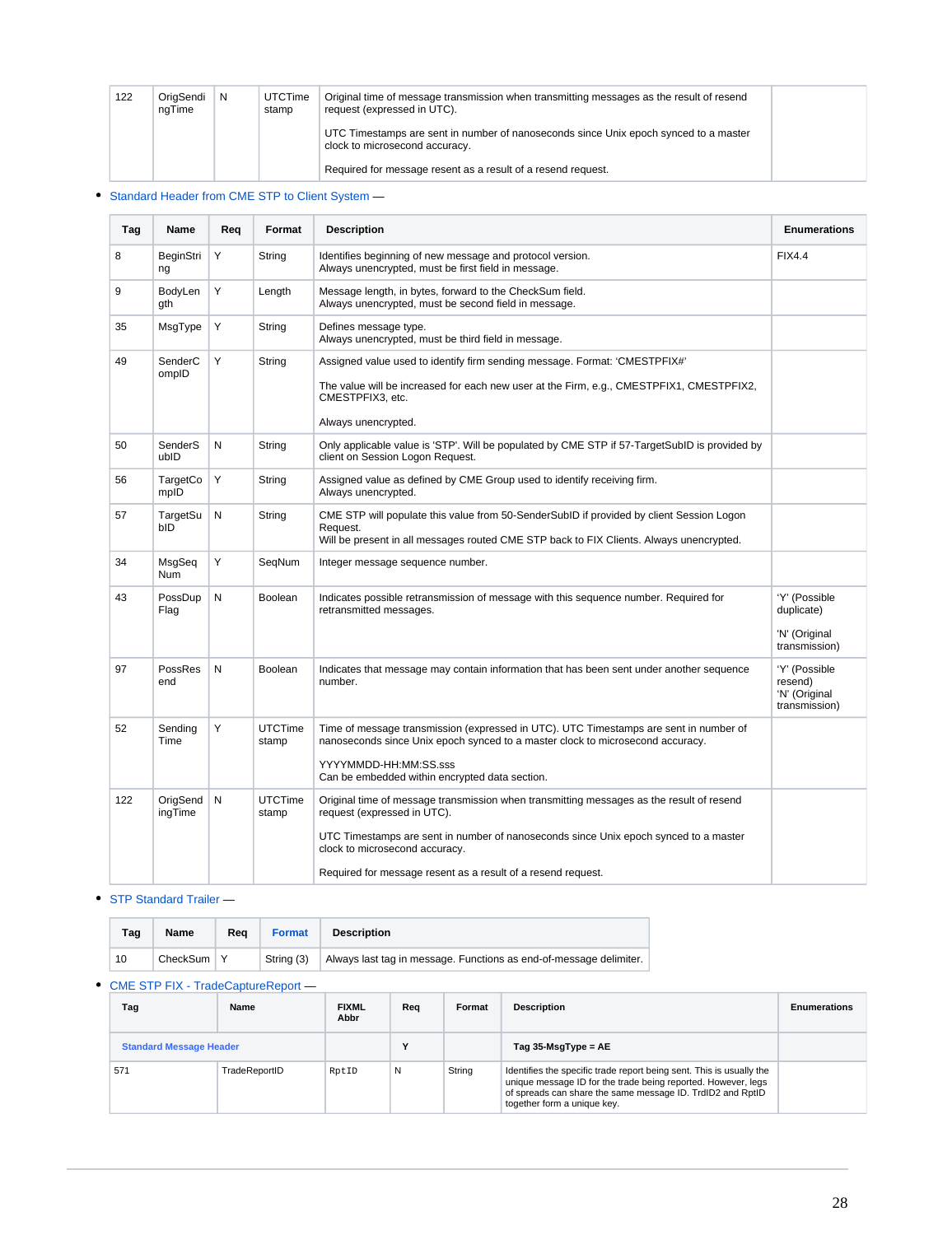| | | | | | |
|---|---|---|---|---|---|
| 122 | OrigSendingTime | N | UTCTimestamp | Original time of message transmission when transmitting messages as the result of resend request (expressed in UTC).<br><br>UTC Timestamps are sent in number of nanoseconds since Unix epoch synced to a master clock to microsecond accuracy.<br><br>Required for message resent as a result of a resend request. | |

- Standard Header from CME STP to Client System —

| Tag | Name | Req | Format | Description | Enumerations |
|---|---|---|---|---|---|
| 8 | BeginString | Y | String | Identifies beginning of new message and protocol version.<br>Always unencrypted, must be first field in message. | FIX4.4 |
| 9 | BodyLength | Y | Length | Message length, in bytes, forward to the CheckSum field.<br>Always unencrypted, must be second field in message. | |
| 35 | MsgType | Y | String | Defines message type.<br>Always unencrypted, must be third field in message. | |
| 49 | SenderCompID | Y | String | Assigned value used to identify firm sending message. Format: 'CMESTPFIX#'<br><br>The value will be increased for each new user at the Firm, e.g., CMESTPFIX1, CMESTPFIX2, CMESTPFIX3, etc.<br><br>Always unencrypted. | |
| 50 | SenderSubID | N | String | Only applicable value is 'STP'. Will be populated by CME STP if 57-TargetSubID is provided by client on Session Logon Request. | |
| 56 | TargetCompID | Y | String | Assigned value as defined by CME Group used to identify receiving firm.<br>Always unencrypted. | |
| 57 | TargetSubID | N | String | CME STP will populate this value from 50-SenderSubID if provided by client Session Logon Request.<br>Will be present in all messages routed CME STP back to FIX Clients. Always unencrypted. | |
| 34 | MsgSeqNum | Y | SeqNum | Integer message sequence number. | |
| 43 | PossDupFlag | N | Boolean | Indicates possible retransmission of message with this sequence number. Required for retransmitted messages. | 'Y' (Possible duplicate)<br><br>'N' (Original transmission) |
| 97 | PossResend | N | Boolean | Indicates that message may contain information that has been sent under another sequence number. | 'Y' (Possible resend)<br>'N' (Original transmission) |
| 52 | SendingTime | Y | UTCTimestamp | Time of message transmission (expressed in UTC). UTC Timestamps are sent in number of nanoseconds since Unix epoch synced to a master clock to microsecond accuracy.<br><br>YYYYMMDD-HH:MM:SS.sss<br>Can be embedded within encrypted data section. | |
| 122 | OrigSendingTime | N | UTCTimestamp | Original time of message transmission when transmitting messages as the result of resend request (expressed in UTC).<br><br>UTC Timestamps are sent in number of nanoseconds since Unix epoch synced to a master clock to microsecond accuracy.<br><br>Required for message resent as a result of a resend request. | |

- STP Standard Trailer —

| Tag | Name | Req | Format | Description |
|---|---|---|---|---|
| 10 | CheckSum | Y | String (3) | Always last tag in message. Functions as end-of-message delimiter. |

- CME STP FIX - TradeCaptureReport —

| Tag | Name | FIXML Abbr | Req | Format | Description | Enumerations |
|---|---|---|---|---|---|---|
| Standard Message Header | | | Y | | Tag 35-MsgType = AE | |
| 571 | TradeReportID | RptID | N | String | Identifies the specific trade report being sent. This is usually the unique message ID for the trade being reported. However, legs of spreads can share the same message ID. TrdID2 and RptID together form a unique key. | |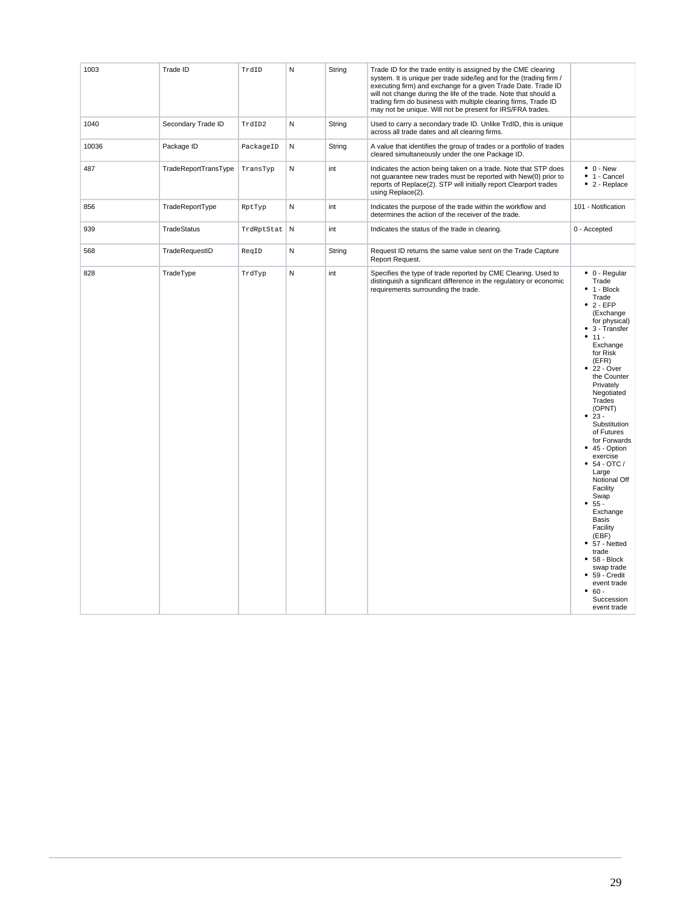| 1003 | Trade ID | TrdID | N | String | Trade ID for the trade entity is assigned by the CME clearing system. It is unique per trade side/leg and for the (trading firm / executing firm) and exchange for a given Trade Date. Trade ID will not change during the life of the trade. Note that should a trading firm do business with multiple clearing firms, Trade ID may not be unique. Will not be present for IRS/FRA trades. | |
|---|---|---|---|---|---|---|
| 1040 | Secondary Trade ID | TrdID2 | N | String | Used to carry a secondary trade ID. Unlike TrdID, this is unique across all trade dates and all clearing firms. | |
| 10036 | Package ID | PackageID | N | String | A value that identifies the group of trades or a portfolio of trades cleared simultaneously under the one Package ID. | |
| 487 | TradeReportTransType | TransTyp | N | int | Indicates the action being taken on a trade. Note that STP does not guarantee new trades must be reported with New(0) prior to reports of Replace(2). STP will initially report Clearport trades using Replace(2). | • 0 - New<br>• 1 - Cancel<br>• 2 - Replace |
| 856 | TradeReportType | RptTyp | N | int | Indicates the purpose of the trade within the workflow and determines the action of the receiver of the trade. | 101 - Notification |
| 939 | TradeStatus | TrdRptStat | N | int | Indicates the status of the trade in clearing. | 0 - Accepted |
| 568 | TradeRequestID | ReqID | N | String | Request ID returns the same value sent on the Trade Capture Report Request. | |
| 828 | TradeType | TrdTyp | N | int | Specifies the type of trade reported by CME Clearing. Used to distinguish a significant difference in the regulatory or economic requirements surrounding the trade. | • 0 - Regular Trade<br>• 1 - Block Trade<br>• 2 - EFP (Exchange for physical)<br>• 3 - Transfer<br>• 11 - Exchange for Risk (EFR)<br>• 22 - Over the Counter Privately Negotiated Trades (OPNT)<br>• 23 - Substitution of Futures for Forwards<br>• 45 - Option exercise<br>• 54 - OTC / Large Notional Off Facility Swap<br>• 55 - Exchange Basis Facility (EBF)<br>• 57 - Netted trade<br>• 58 - Block swap trade<br>• 59 - Credit event trade<br>• 60 - Succession event trade |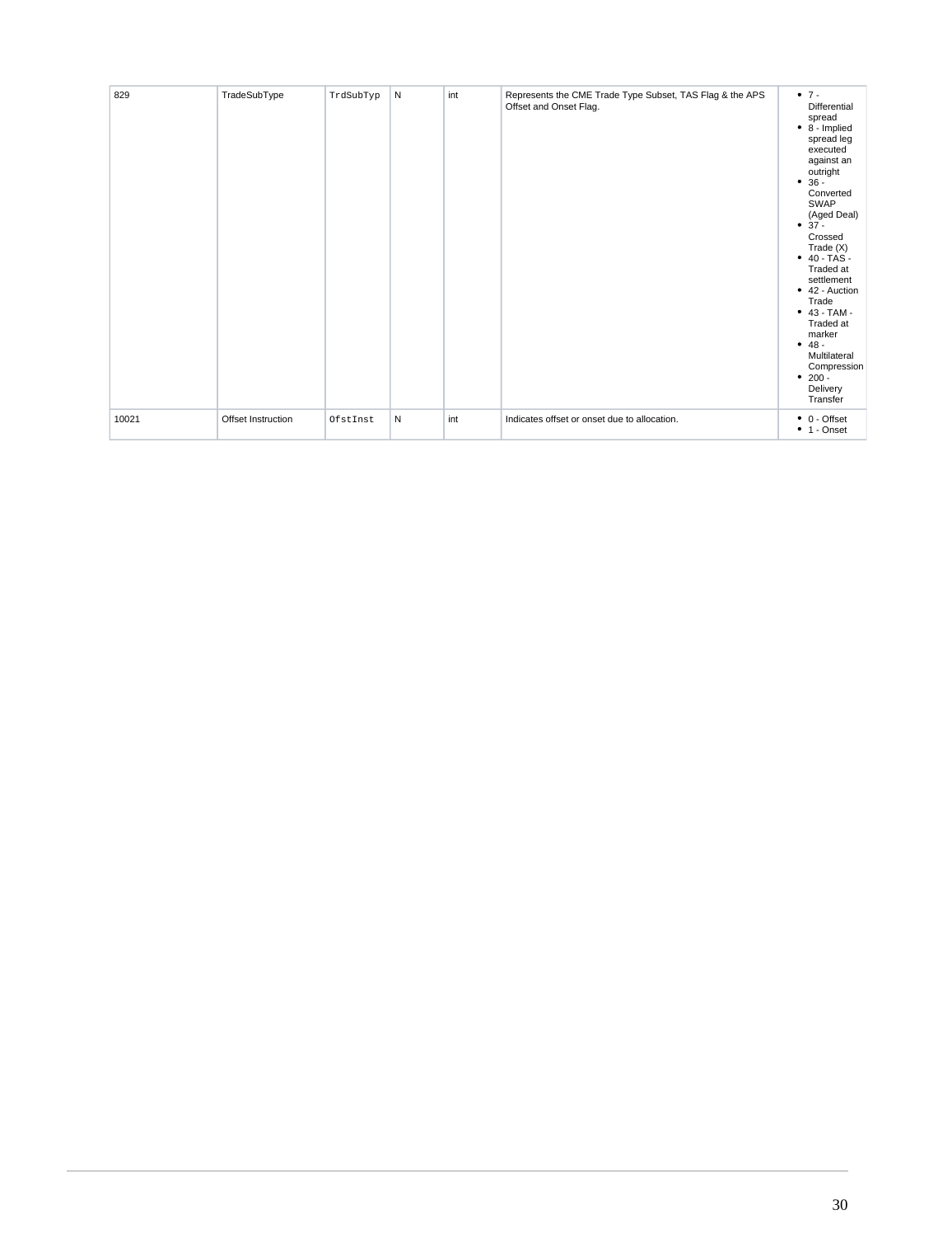| 829 | TradeSubType | TrdSubTyp | N | int | Represents the CME Trade Type Subset, TAS Flag & the APS Offset and Onset Flag. | • 7 - Differential spread<br>• 8 - Implied spread leg executed against an outright<br>• 36 - Converted SWAP (Aged Deal)<br>• 37 - Crossed Trade (X)<br>• 40 - TAS - Traded at settlement<br>• 42 - Auction Trade<br>• 43 - TAM - Traded at marker<br>• 48 - Multilateral Compression<br>• 200 - Delivery Transfer |
|---|---|---|---|---|---|---|
| 10021 | Offset Instruction | OfstInst | N | int | Indicates offset or onset due to allocation. | • 0 - Offset<br>• 1 - Onset |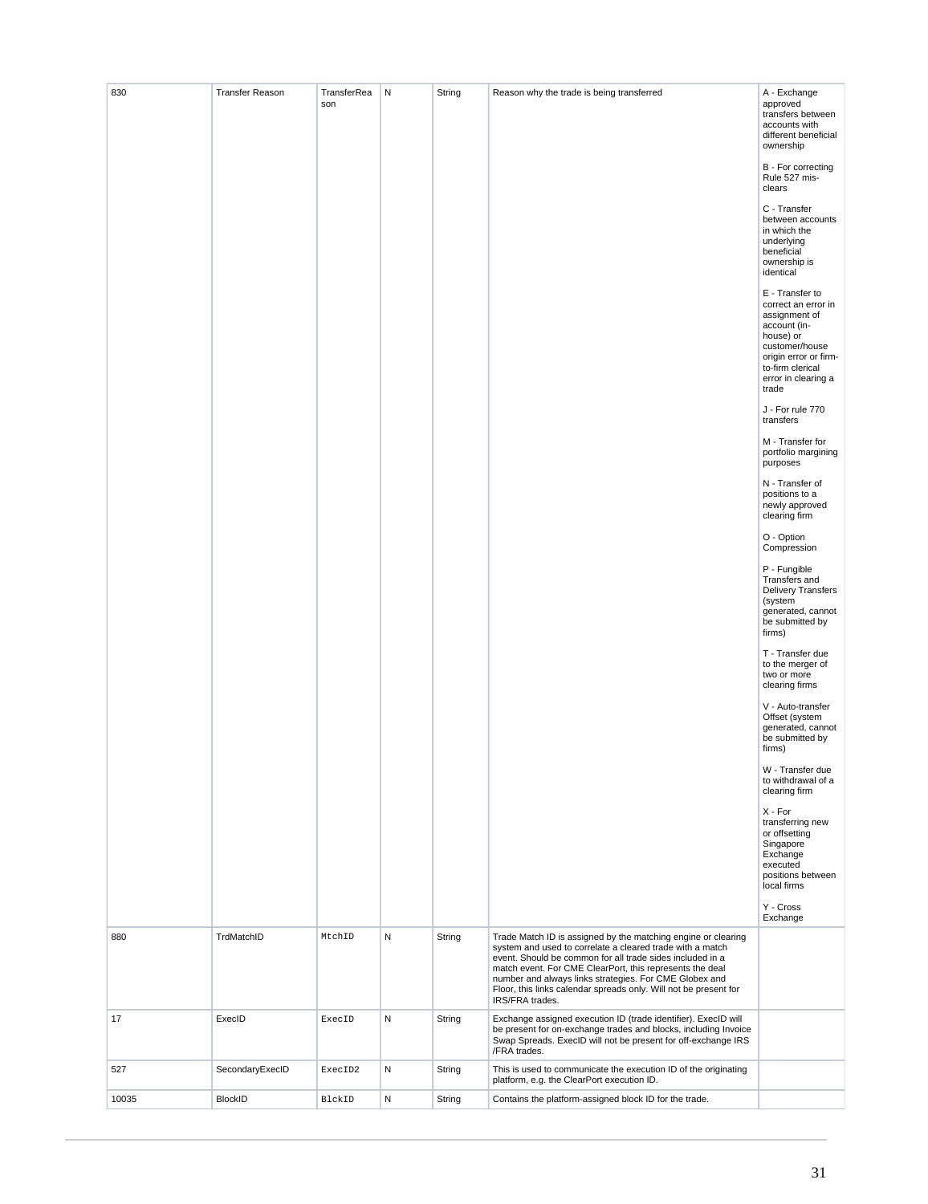| 830 | Transfer Reason | TransferReason | N | String | Reason why the trade is being transferred | A - Exchange approved transfers between accounts with different beneficial ownership<br><br>B - For correcting Rule 527 mis-clears<br><br>C - Transfer between accounts in which the underlying beneficial ownership is identical<br><br>E - Transfer to correct an error in assignment of account (in-house) or customer/house origin error or firm-to-firm clerical error in clearing a trade<br><br>J - For rule 770 transfers<br><br>M - Transfer for portfolio margining purposes<br><br>N - Transfer of positions to a newly approved clearing firm<br><br>O - Option Compression<br><br>P - Fungible Transfers and Delivery Transfers (system generated, cannot be submitted by firms)<br><br>T - Transfer due to the merger of two or more clearing firms<br><br>V - Auto-transfer Offset (system generated, cannot be submitted by firms)<br><br>W - Transfer due to withdrawal of a clearing firm<br><br>X - For transferring new or offsetting Singapore Exchange executed positions between local firms<br><br>Y - Cross Exchange |
|---|---|---|---|---|---|---|
| 880 | TrdMatchID | MtchID | N | String | Trade Match ID is assigned by the matching engine or clearing system and used to correlate a cleared trade with a match event. Should be common for all trade sides included in a match event. For CME ClearPort, this represents the deal number and always links strategies. For CME Globex and Floor, this links calendar spreads only. Will not be present for IRS/FRA trades. | |
| 17 | ExecID | ExecID | N | String | Exchange assigned execution ID (trade identifier). ExecID will be present for on-exchange trades and blocks, including Invoice Swap Spreads. ExecID will not be present for off-exchange IRS /FRA trades. | |
| 527 | SecondaryExecID | ExecID2 | N | String | This is used to communicate the execution ID of the originating platform, e.g. the ClearPort execution ID. | |
| 10035 | BlockID | BlckID | N | String | Contains the platform-assigned block ID for the trade. | |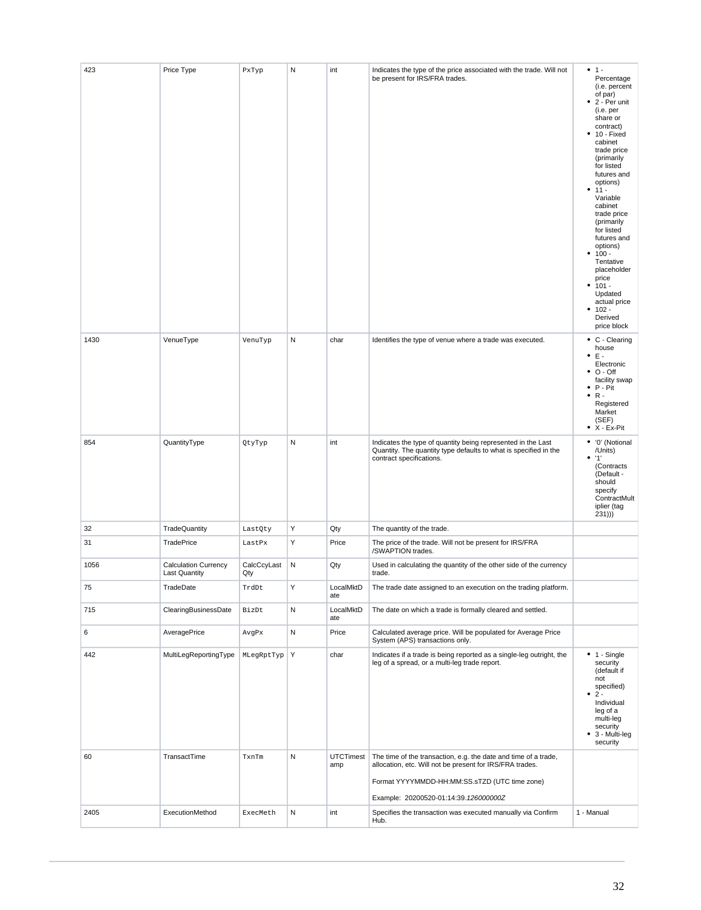| 423 | Price Type | PxTyp | N | int | Indicates the type of the price associated with the trade. Will not be present for IRS/FRA trades. | • 1 - Percentage (i.e. percent of par)<br>• 2 - Per unit (i.e. per share or contract)<br>• 10 - Fixed cabinet trade price (primarily for listed futures and options)<br>• 11 - Variable cabinet trade price (primarily for listed futures and options)<br>• 100 - Tentative placeholder price<br>• 101 - Updated actual price<br>• 102 - Derived price block |
|---|---|---|---|---|---|---|
| 1430 | VenueType | VenuTyp | N | char | Identifies the type of venue where a trade was executed. | • C - Clearing house<br>• E - Electronic<br>• O - Off facility swap<br>• P - Pit<br>• R - Registered Market (SEF)<br>• X - Ex-Pit |
| 854 | QuantityType | QtyTyp | N | int | Indicates the type of quantity being represented in the Last Quantity. The quantity type defaults to what is specified in the contract specifications. | • '0' (Notional /Units)<br>• '1' (Contracts (Default - should specify ContractMultiplier (tag 231))) |
| 32 | TradeQuantity | LastQty | Y | Qty | The quantity of the trade. | |
| 31 | TradePrice | LastPx | Y | Price | The price of the trade. Will not be present for IRS/FRA /SWAPTION trades. | |
| 1056 | Calculation Currency Last Quantity | CalcCcyLastQty | N | Qty | Used in calculating the quantity of the other side of the currency trade. | |
| 75 | TradeDate | TrdDt | Y | LocalMktDate | The trade date assigned to an execution on the trading platform. | |
| 715 | ClearingBusinessDate | BizDt | N | LocalMktDate | The date on which a trade is formally cleared and settled. | |
| 6 | AveragePrice | AvgPx | N | Price | Calculated average price. Will be populated for Average Price System (APS) transactions only. | |
| 442 | MultiLegReportingType | MLegRptTyp | Y | char | Indicates if a trade is being reported as a single-leg outright, the leg of a spread, or a multi-leg trade report. | • 1 - Single security (default if not specified)<br>• 2 - Individual leg of a multi-leg security<br>• 3 - Multi-leg security |
| 60 | TransactTime | TxnTm | N | UTCTimestamp | The time of the transaction, e.g. the date and time of a trade, allocation, etc. Will not be present for IRS/FRA trades.<br><br>Format YYYYMMDD-HH:MM:SS.sTZD (UTC time zone)<br><br>Example: 20200520-01:14:39.*126000000Z* | |
| 2405 | ExecutionMethod | ExecMeth | N | int | Specifies the transaction was executed manually via Confirm Hub. | 1 - Manual |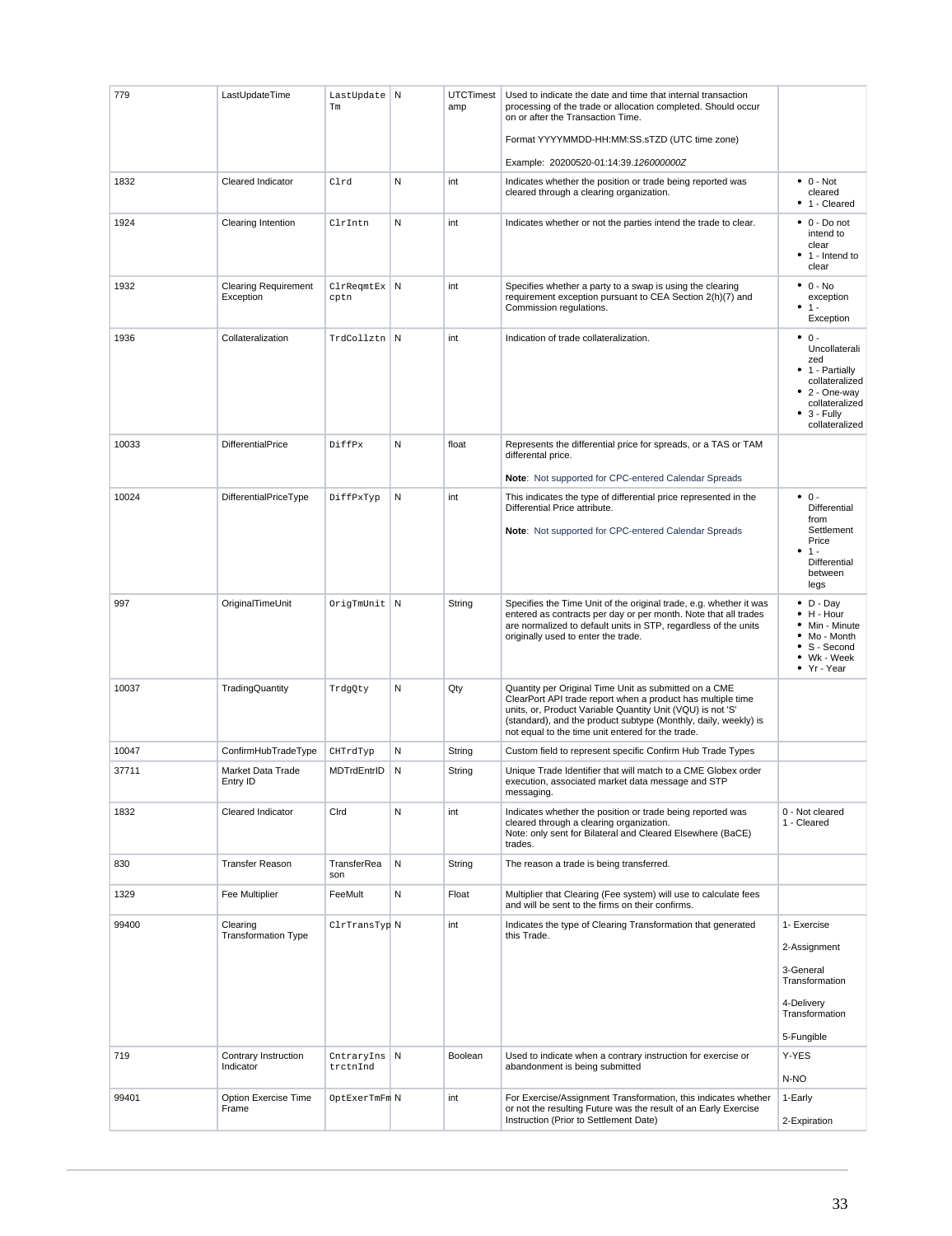| 779 | LastUpdateTime | LastUpdateTm | N | UTCTimestamp | Used to indicate the date and time that internal transaction processing of the trade or allocation completed. Should occur on or after the Transaction Time.<br><br>Format YYYYMMDD-HH:MM:SS.sTZD (UTC time zone)<br><br>Example: 20200520-01:14:39.*126000000Z* | |
|---|---|---|---|---|---|---|
| 1832 | Cleared Indicator | Clrd | N | int | Indicates whether the position or trade being reported was cleared through a clearing organization. | • 0 - Not cleared<br>• 1 - Cleared |
| 1924 | Clearing Intention | ClrIntn | N | int | Indicates whether or not the parties intend the trade to clear. | • 0 - Do not intend to clear<br>• 1 - Intend to clear |
| 1932 | Clearing Requirement Exception | ClrReqmtExcptn | N | int | Specifies whether a party to a swap is using the clearing requirement exception pursuant to CEA Section 2(h)(7) and Commission regulations. | • 0 - No exception<br>• 1 - Exception |
| 1936 | Collateralization | TrdCollztn | N | int | Indication of trade collateralization. | • 0 - Uncollateralized<br>• 1 - Partially collateralized<br>• 2 - One-way collateralized<br>• 3 - Fully collateralized |
| 10033 | DifferentialPrice | DiffPx | N | float | Represents the differential price for spreads, or a TAS or TAM differential price.<br><br>**Note**: Not supported for CPC-entered Calendar Spreads | |
| 10024 | DifferentialPriceType | DiffPxTyp | N | int | This indicates the type of differential price represented in the Differential Price attribute.<br><br>**Note**: Not supported for CPC-entered Calendar Spreads | • 0 - Differential from Settlement Price<br>• 1 - Differential between legs |
| 997 | OriginalTimeUnit | OrigTmUnit | N | String | Specifies the Time Unit of the original trade, e.g. whether it was entered as contracts per day or per month. Note that all trades are normalized to default units in STP, regardless of the units originally used to enter the trade. | • D - Day<br>• H - Hour<br>• Min - Minute<br>• Mo - Month<br>• S - Second<br>• Wk - Week<br>• Yr - Year |
| 10037 | TradingQuantity | TrdgQty | N | Qty | Quantity per Original Time Unit as submitted on a CME ClearPort API trade report when a product has multiple time units, or, Product Variable Quantity Unit (VQU) is not 'S' (standard), and the product subtype (Monthly, daily, weekly) is not equal to the time unit entered for the trade. | |
| 10047 | ConfirmHubTradeType | CHTrdTyp | N | String | Custom field to represent specific Confirm Hub Trade Types | |
| 37711 | Market Data Trade Entry ID | MDTrdEntrID | N | String | Unique Trade Identifier that will match to a CME Globex order execution, associated market data message and STP messaging. | |
| 1832 | Cleared Indicator | Clrd | N | int | Indicates whether the position or trade being reported was cleared through a clearing organization.<br>Note: only sent for Bilateral and Cleared Elsewhere (BaCE) trades. | 0 - Not cleared<br>1 - Cleared |
| 830 | Transfer Reason | TransferReason | N | String | The reason a trade is being transferred. | |
| 1329 | Fee Multiplier | FeeMult | N | Float | Multiplier that Clearing (Fee system) will use to calculate fees and will be sent to the firms on their confirms. | |
| 99400 | Clearing Transformation Type | ClrTransTyp | N | int | Indicates the type of Clearing Transformation that generated this Trade. | 1- Exercise<br><br>2-Assignment<br><br>3-General Transformation<br><br>4-Delivery Transformation<br><br>5-Fungible |
| 719 | Contrary Instruction Indicator | CntraryInstrctnInd | N | Boolean | Used to indicate when a contrary instruction for exercise or abandonment is being submitted | Y-YES<br><br>N-NO |
| 99401 | Option Exercise Time Frame | OptExerTmFm | N | int | For Exercise/Assignment Transformation, this indicates whether or not the resulting Future was the result of an Early Exercise Instruction (Prior to Settlement Date) | 1-Early<br><br>2-Expiration |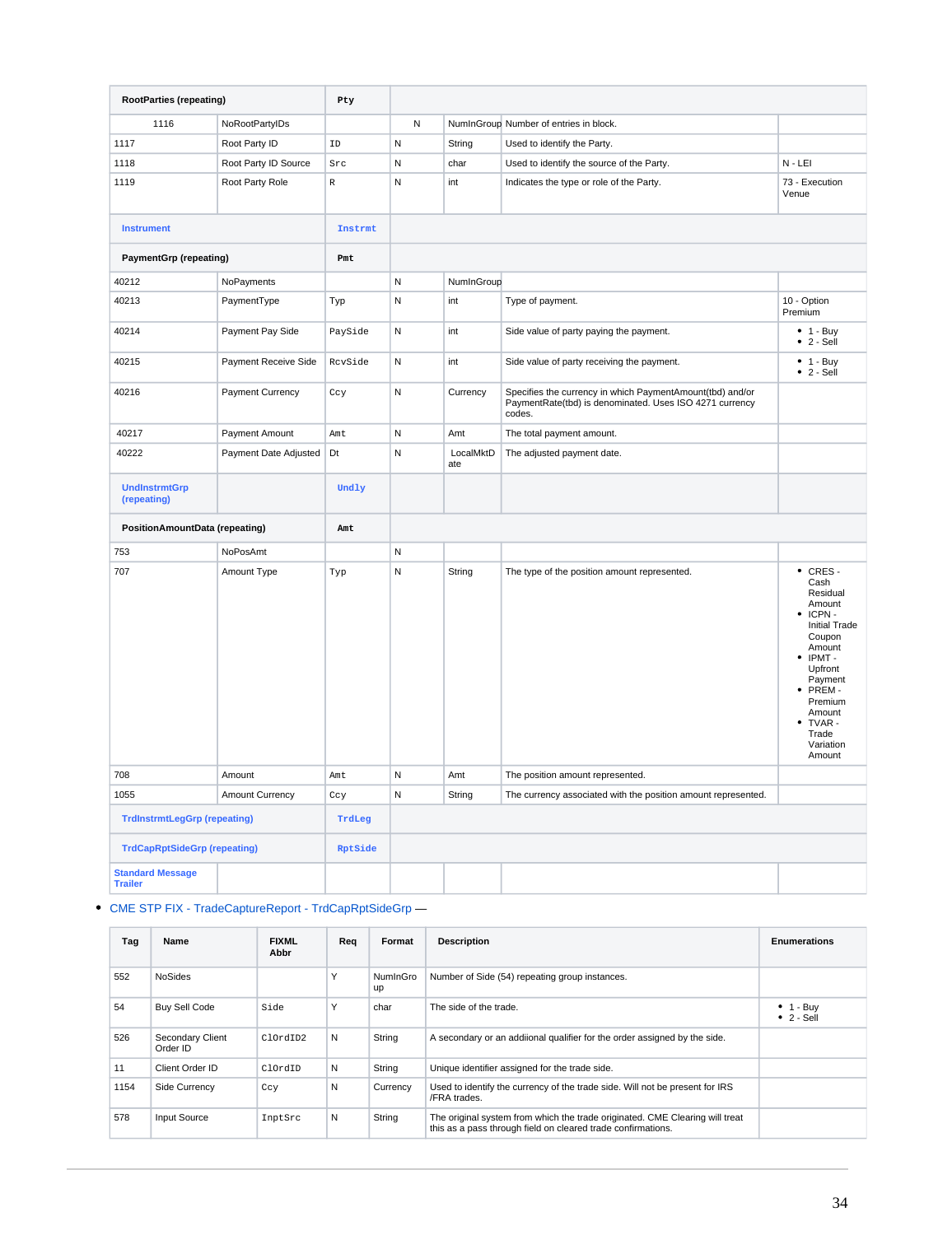| RootParties (repeating) | | Pty | | | | |
|---|---|---|---|---|---|---|
| 1116 | NoRootPartyIDs | | N | NumInGroup | Number of entries in block. | |
| 1117 | Root Party ID | ID | N | String | Used to identify the Party. | |
| 1118 | Root Party ID Source | Src | N | char | Used to identify the source of the Party. | N - LEI |
| 1119 | Root Party Role | R | N | int | Indicates the type or role of the Party. | 73 - Execution Venue |
| Instrument | | Instrmt | | | | |
| PaymentGrp (repeating) | | Pmt | | | | |
| 40212 | NoPayments | | N | NumInGroup | | |
| 40213 | PaymentType | Typ | N | int | Type of payment. | 10 - Option Premium |
| 40214 | Payment Pay Side | PaySide | N | int | Side value of party paying the payment. | • 1 - Buy<br>• 2 - Sell |
| 40215 | Payment Receive Side | RcvSide | N | int | Side value of party receiving the payment. | • 1 - Buy<br>• 2 - Sell |
| 40216 | Payment Currency | Ccy | N | Currency | Specifies the currency in which PaymentAmount(tbd) and/or PaymentRate(tbd) is denominated. Uses ISO 4271 currency codes. | |
| 40217 | Payment Amount | Amt | N | Amt | The total payment amount. | |
| 40222 | Payment Date Adjusted | Dt | N | LocalMktDate | The adjusted payment date. | |
| UndInstrmtGrp (repeating) | | Undly | | | | |
| PositionAmountData (repeating) | | Amt | | | | |
| 753 | NoPosAmt | | N | | | |
| 707 | Amount Type | Typ | N | String | The type of the position amount represented. | • CRES - Cash Residual Amount<br>• ICPN - Initial Trade Coupon Amount<br>• IPMT - Upfront Payment<br>• PREM - Premium Amount<br>• TVAR - Trade Variation Amount |
| 708 | Amount | Amt | N | Amt | The position amount represented. | |
| 1055 | Amount Currency | Ccy | N | String | The currency associated with the position amount represented. | |
| TrdInstrmtLegGrp (repeating) | | TrdLeg | | | | |
| TrdCapRptSideGrp (repeating) | | RptSide | | | | |
| Standard Message Trailer | | | | | | |

- CME STP FIX - TradeCaptureReport - TrdCapRptSideGrp —

| Tag | Name | FIXML Abbr | Req | Format | Description | Enumerations |
|---|---|---|---|---|---|---|
| 552 | NoSides | | Y | NumInGroup | Number of Side (54) repeating group instances. | |
| 54 | Buy Sell Code | Side | Y | char | The side of the trade. | • 1 - Buy<br>• 2 - Sell |
| 526 | Secondary Client Order ID | ClOrdID2 | N | String | A secondary or an addiional qualifier for the order assigned by the side. | |
| 11 | Client Order ID | ClOrdID | N | String | Unique identifier assigned for the trade side. | |
| 1154 | Side Currency | Ccy | N | Currency | Used to identify the currency of the trade side. Will not be present for IRS /FRA trades. | |
| 578 | Input Source | InptSrc | N | String | The original system from which the trade originated. CME Clearing will treat this as a pass through field on cleared trade confirmations. | |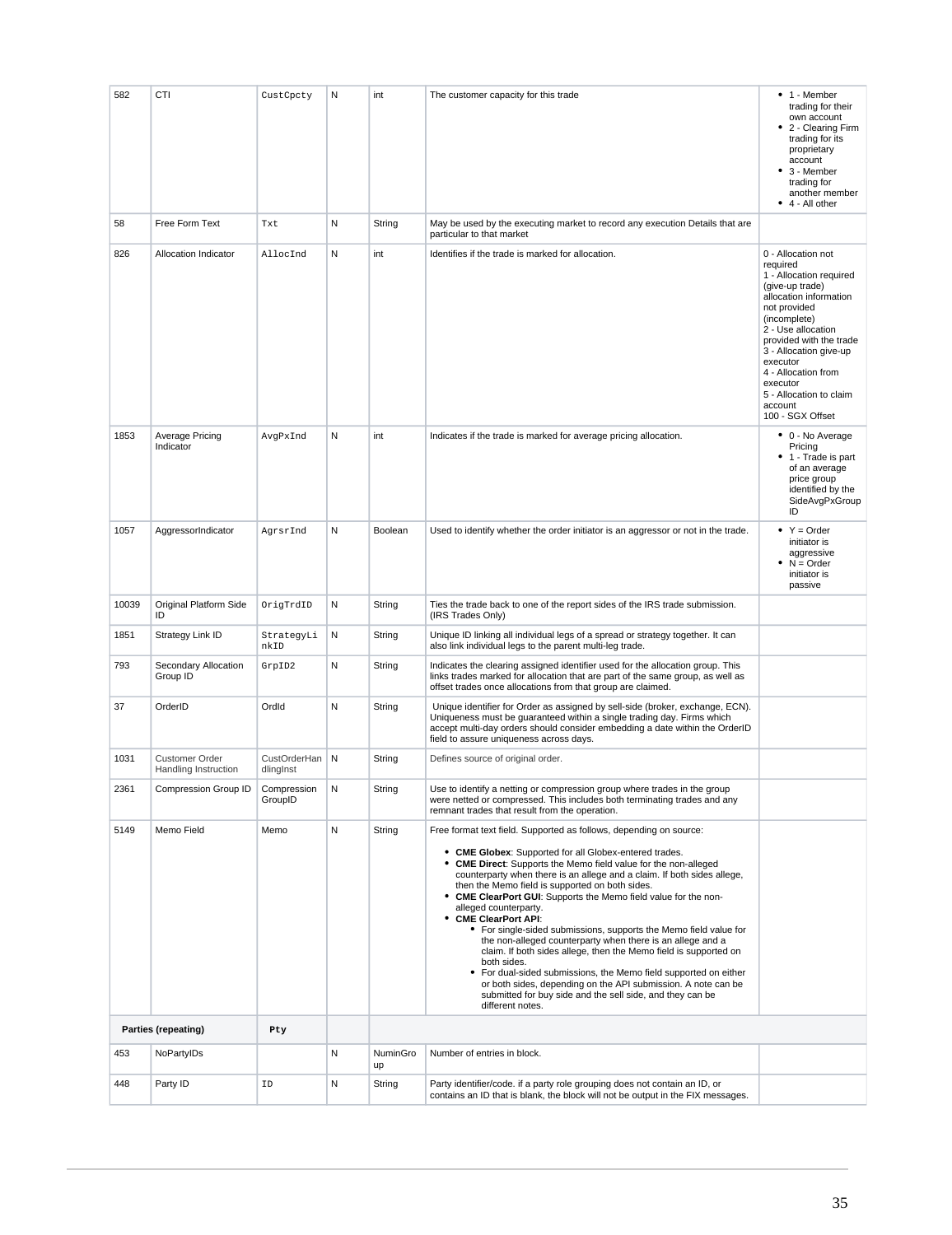| 582 | CTI | CustCpcty | N | int | The customer capacity for this trade | • 1 - Member trading for their own account<br>• 2 - Clearing Firm trading for its proprietary account<br>• 3 - Member trading for another member<br>• 4 - All other |
|---|---|---|---|---|---|---|
| 58 | Free Form Text | Txt | N | String | May be used by the executing market to record any execution Details that are particular to that market | |
| 826 | Allocation Indicator | AllocInd | N | int | Identifies if the trade is marked for allocation. | 0 - Allocation not required<br>1 - Allocation required (give-up trade) allocation information not provided (incomplete)<br>2 - Use allocation provided with the trade<br>3 - Allocation give-up executor<br>4 - Allocation from executor<br>5 - Allocation to claim account<br>100 - SGX Offset |
| 1853 | Average Pricing Indicator | AvgPxInd | N | int | Indicates if the trade is marked for average pricing allocation. | • 0 - No Average Pricing<br>• 1 - Trade is part of an average price group identified by the SideAvgPxGroupID |
| 1057 | AggressorIndicator | AgrsrInd | N | Boolean | Used to identify whether the order initiator is an aggressor or not in the trade. | • Y = Order initiator is aggressive<br>• N = Order initiator is passive |
| 10039 | Original Platform Side ID | OrigTrdID | N | String | Ties the trade back to one of the report sides of the IRS trade submission. (IRS Trades Only) | |
| 1851 | Strategy Link ID | StrategyLinkID | N | String | Unique ID linking all individual legs of a spread or strategy together. It can also link individual legs to the parent multi-leg trade. | |
| 793 | Secondary Allocation Group ID | GrpID2 | N | String | Indicates the clearing assigned identifier used for the allocation group. This links trades marked for allocation that are part of the same group, as well as offset trades once allocations from that group are claimed. | |
| 37 | OrderID | OrdId | N | String | Unique identifier for Order as assigned by sell-side (broker, exchange, ECN). Uniqueness must be guaranteed within a single trading day. Firms which accept multi-day orders should consider embedding a date within the OrderID field to assure uniqueness across days. | |
| 1031 | Customer Order Handling Instruction | CustOrderHandlingInst | N | String | Defines source of original order. | |
| 2361 | Compression Group ID | Compression GroupID | N | String | Use to identify a netting or compression group where trades in the group were netted or compressed. This includes both terminating trades and any remnant trades that result from the operation. | |
| 5149 | Memo Field | Memo | N | String | Free format text field. Supported as follows, depending on source:<br>• **CME Globex**: Supported for all Globex-entered trades.<br>• **CME Direct**: Supports the Memo field value for the non-alleged counterparty when there is an allege and a claim. If both sides allege, then the Memo field is supported on both sides.<br>• **CME ClearPort GUI**: Supports the Memo field value for the non-alleged counterparty.<br>• **CME ClearPort API**:<br>  • For single-sided submissions, supports the Memo field value for the non-alleged counterparty when there is an allege and a claim. If both sides allege, then the Memo field is supported on both sides.<br>  • For dual-sided submissions, the Memo field supported on either or both sides, depending on the API submission. A note can be submitted for buy side and the sell side, and they can be different notes. | |
| **Parties (repeating)** | | **Pty** | | | | |
| 453 | NoPartyIDs | | N | NumInGroup | Number of entries in block. | |
| 448 | Party ID | ID | N | String | Party identifier/code. if a party role grouping does not contain an ID, or contains an ID that is blank, the block will not be output in the FIX messages. | |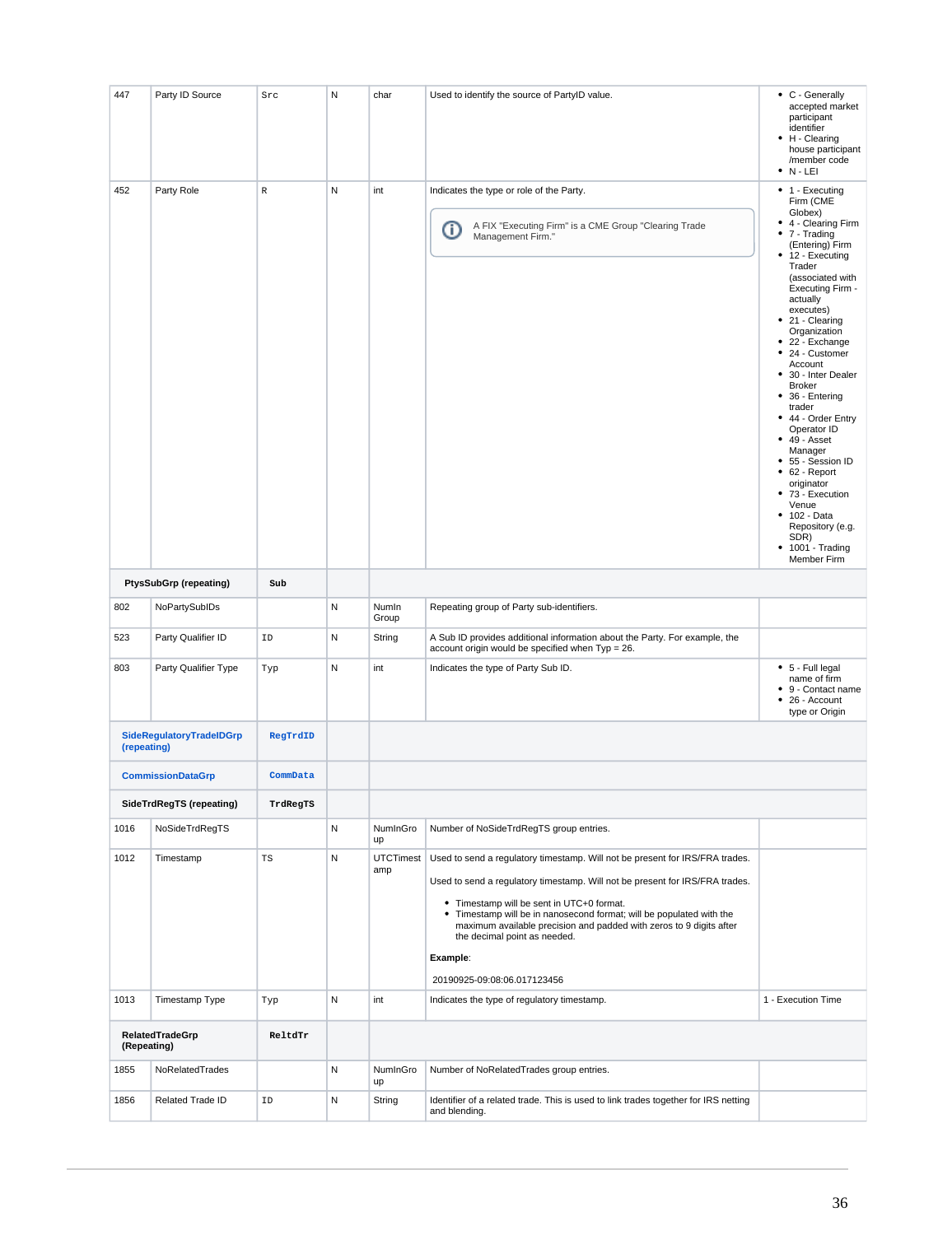| | | | | | | |
|---|---|---|---|---|---|---|
| 447 | Party ID Source | Src | N | char | Used to identify the source of PartyID value. | • C - Generally accepted market participant identifier<br>• H - Clearing house participant /member code<br>• N - LEI |
| 452 | Party Role | R | N | int | Indicates the type or role of the Party.<br><br>A FIX "Executing Firm" is a CME Group "Clearing Trade Management Firm." | • 1 - Executing Firm (CME Globex)<br>• 4 - Clearing Firm<br>• 7 - Trading (Entering) Firm<br>• 12 - Executing Trader (associated with Executing Firm - actually executes)<br>• 21 - Clearing Organization<br>• 22 - Exchange<br>• 24 - Customer Account<br>• 30 - Inter Dealer Broker<br>• 36 - Entering trader<br>• 44 - Order Entry Operator ID<br>• 49 - Asset Manager<br>• 55 - Session ID<br>• 62 - Report originator<br>• 73 - Execution Venue<br>• 102 - Data Repository (e.g. SDR)<br>• 1001 - Trading Member Firm |
| **PtysSubGrp (repeating)** | | **Sub** | | | | |
| 802 | NoPartySubIDs | | N | NumInGroup | Repeating group of Party sub-identifiers. | |
| 523 | Party Qualifier ID | ID | N | String | A Sub ID provides additional information about the Party. For example, the account origin would be specified when Typ = 26. | |
| 803 | Party Qualifier Type | Typ | N | int | Indicates the type of Party Sub ID. | • 5 - Full legal name of firm<br>• 9 - Contact name<br>• 26 - Account type or Origin |
| **SideRegulatoryTradeIDGrp (repeating)** | | **RegTrdID** | | | | |
| **CommissionDataGrp** | | **CommData** | | | | |
| **SideTrdRegTS (repeating)** | | **TrdRegTS** | | | | |
| 1016 | NoSideTrdRegTS | | N | NumInGroup | Number of NoSideTrdRegTS group entries. | |
| 1012 | Timestamp | TS | N | UTCTimestamp | Used to send a regulatory timestamp. Will not be present for IRS/FRA trades.<br><br>Used to send a regulatory timestamp. Will not be present for IRS/FRA trades.<br><br>• Timestamp will be sent in UTC+0 format.<br>• Timestamp will be in nanosecond format; will be populated with the maximum available precision and padded with zeros to 9 digits after the decimal point as needed.<br><br>**Example**:<br><br>20190925-09:08:06.017123456 | |
| 1013 | Timestamp Type | Typ | N | int | Indicates the type of regulatory timestamp. | 1 - Execution Time |
| **RelatedTradeGrp (Repeating)** | | **ReltdTr** | | | | |
| 1855 | NoRelatedTrades | | N | NumInGroup | Number of NoRelatedTrades group entries. | |
| 1856 | Related Trade ID | ID | N | String | Identifier of a related trade. This is used to link trades together for IRS netting and blending. | |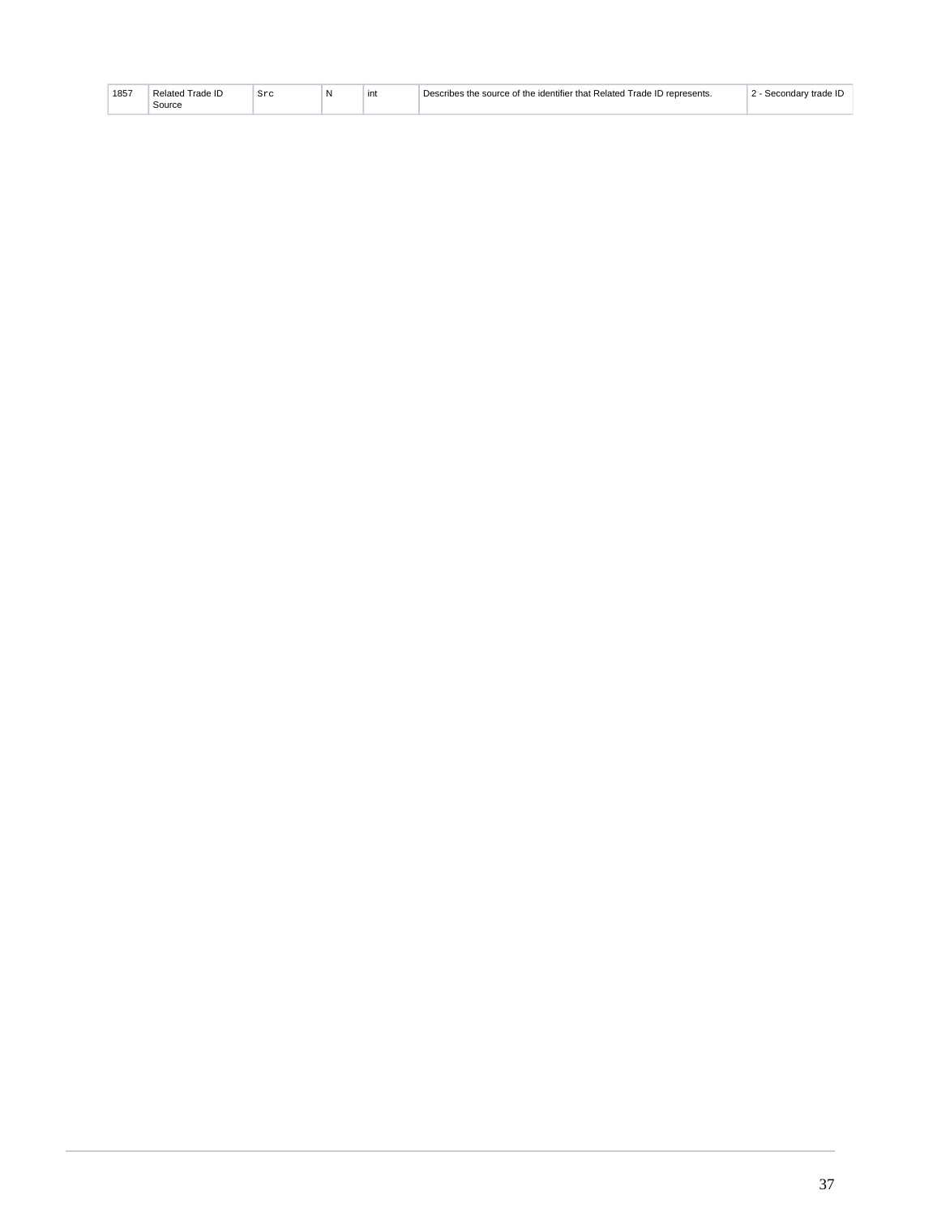| | | | | | | |
|---|---|---|---|---|---|---|
| 1857 | Related Trade ID Source | `Src` | N | int | Describes the source of the identifier that Related Trade ID represents. | 2 - Secondary trade ID |